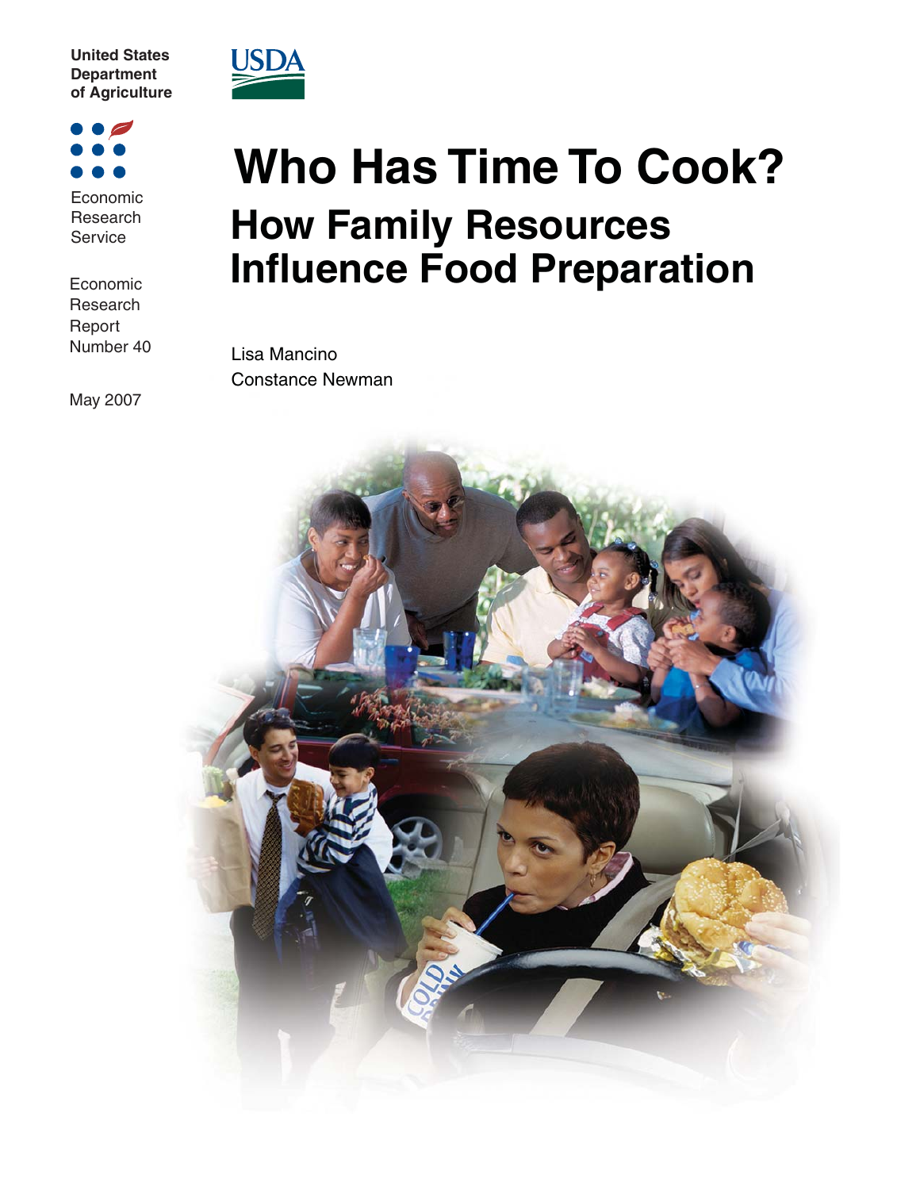United States Department of Agriculture

USDA

Economic Research Service

Economic Research Report Number 40

May 2007

# Who Has Time To Cook?

## How Family Resources Influence Food Preparation

Lisa Mancino

Constance Newman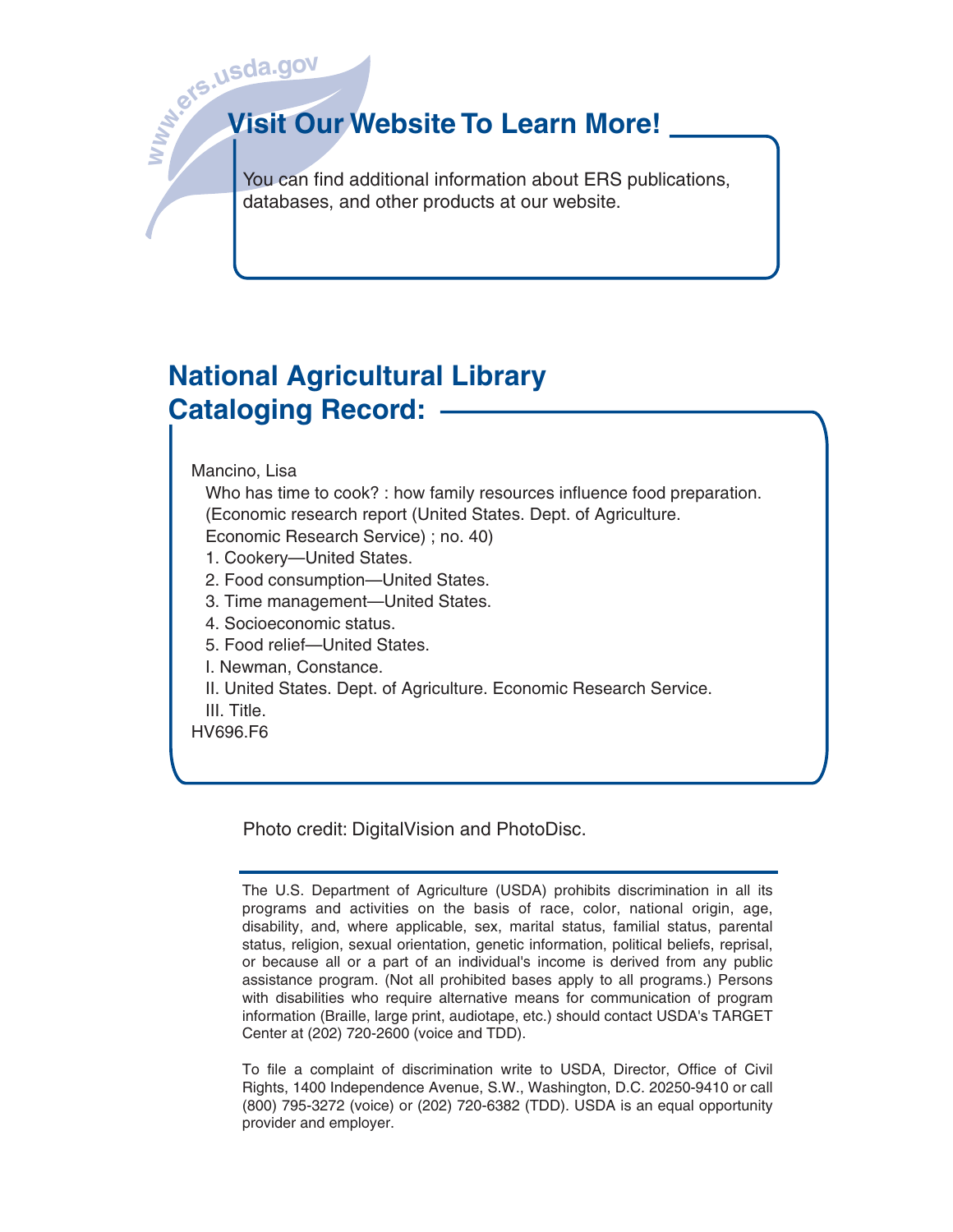www.ers.usda.gov

## Visit Our Website To Learn More!

You can find additional information about ERS publications, databases, and other products at our website.

## National Agricultural Library Cataloging Record:

Mancino, Lisa

Who has time to cook? : how family resources influence food preparation.
(Economic research report (United States. Dept. of Agriculture. Economic Research Service) ; no. 40)

1. Cookery—United States.
2. Food consumption—United States.
3. Time management—United States.
4. Socioeconomic status.
5. Food relief—United States.

I. Newman, Constance.
II. United States. Dept. of Agriculture. Economic Research Service.
III. Title.

HV696.F6

Photo credit: DigitalVision and PhotoDisc.

The U.S. Department of Agriculture (USDA) prohibits discrimination in all its programs and activities on the basis of race, color, national origin, age, disability, and, where applicable, sex, marital status, familial status, parental status, religion, sexual orientation, genetic information, political beliefs, reprisal, or because all or a part of an individual's income is derived from any public assistance program. (Not all prohibited bases apply to all programs.) Persons with disabilities who require alternative means for communication of program information (Braille, large print, audiotape, etc.) should contact USDA's TARGET Center at (202) 720-2600 (voice and TDD).

To file a complaint of discrimination write to USDA, Director, Office of Civil Rights, 1400 Independence Avenue, S.W., Washington, D.C. 20250-9410 or call (800) 795-3272 (voice) or (202) 720-6382 (TDD). USDA is an equal opportunity provider and employer.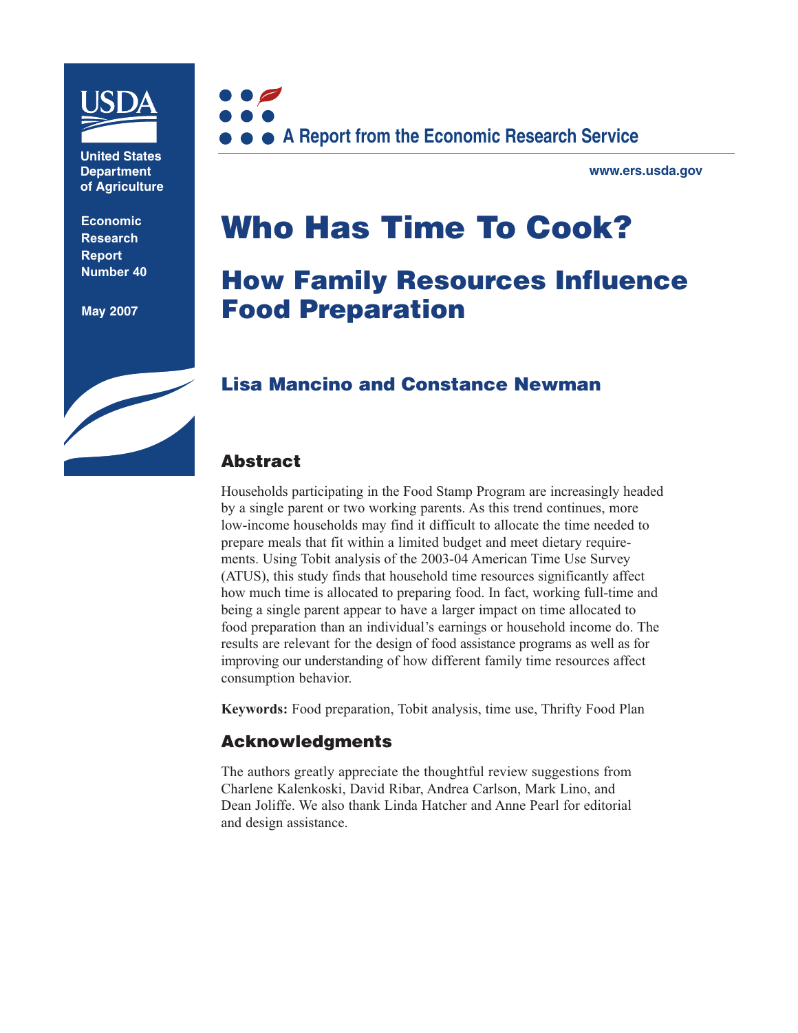United States Department of Agriculture

Economic Research Report Number 40

May 2007

A Report from the Economic Research Service

www.ers.usda.gov

# Who Has Time To Cook?

## How Family Resources Influence Food Preparation

### Lisa Mancino and Constance Newman

## Abstract

Households participating in the Food Stamp Program are increasingly headed by a single parent or two working parents. As this trend continues, more low-income households may find it difficult to allocate the time needed to prepare meals that fit within a limited budget and meet dietary requirements. Using Tobit analysis of the 2003-04 American Time Use Survey (ATUS), this study finds that household time resources significantly affect how much time is allocated to preparing food. In fact, working full-time and being a single parent appear to have a larger impact on time allocated to food preparation than an individual's earnings or household income do. The results are relevant for the design of food assistance programs as well as for improving our understanding of how different family time resources affect consumption behavior.

**Keywords:** Food preparation, Tobit analysis, time use, Thrifty Food Plan

## Acknowledgments

The authors greatly appreciate the thoughtful review suggestions from Charlene Kalenkoski, David Ribar, Andrea Carlson, Mark Lino, and Dean Joliffe. We also thank Linda Hatcher and Anne Pearl for editorial and design assistance.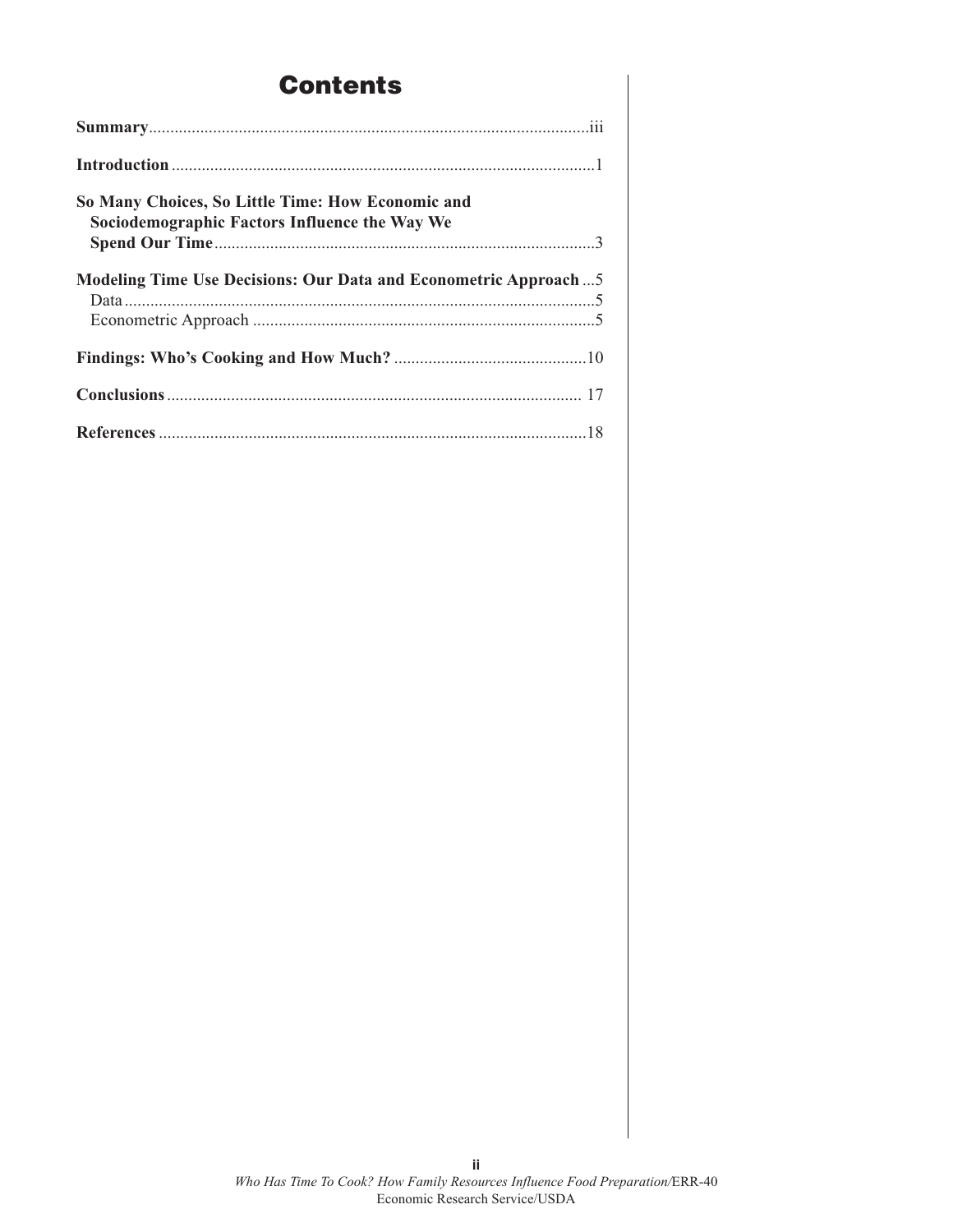# Contents

**Summary** .......... iii

**Introduction** .......... 1

**So Many Choices, So Little Time: How Economic and Sociodemographic Factors Influence the Way We Spend Our Time** .......... 3

**Modeling Time Use Decisions: Our Data and Econometric Approach** .......... 5

Data .......... 5

Econometric Approach .......... 5

**Findings: Who's Cooking and How Much?** .......... 10

**Conclusions** .......... 17

**References** .......... 18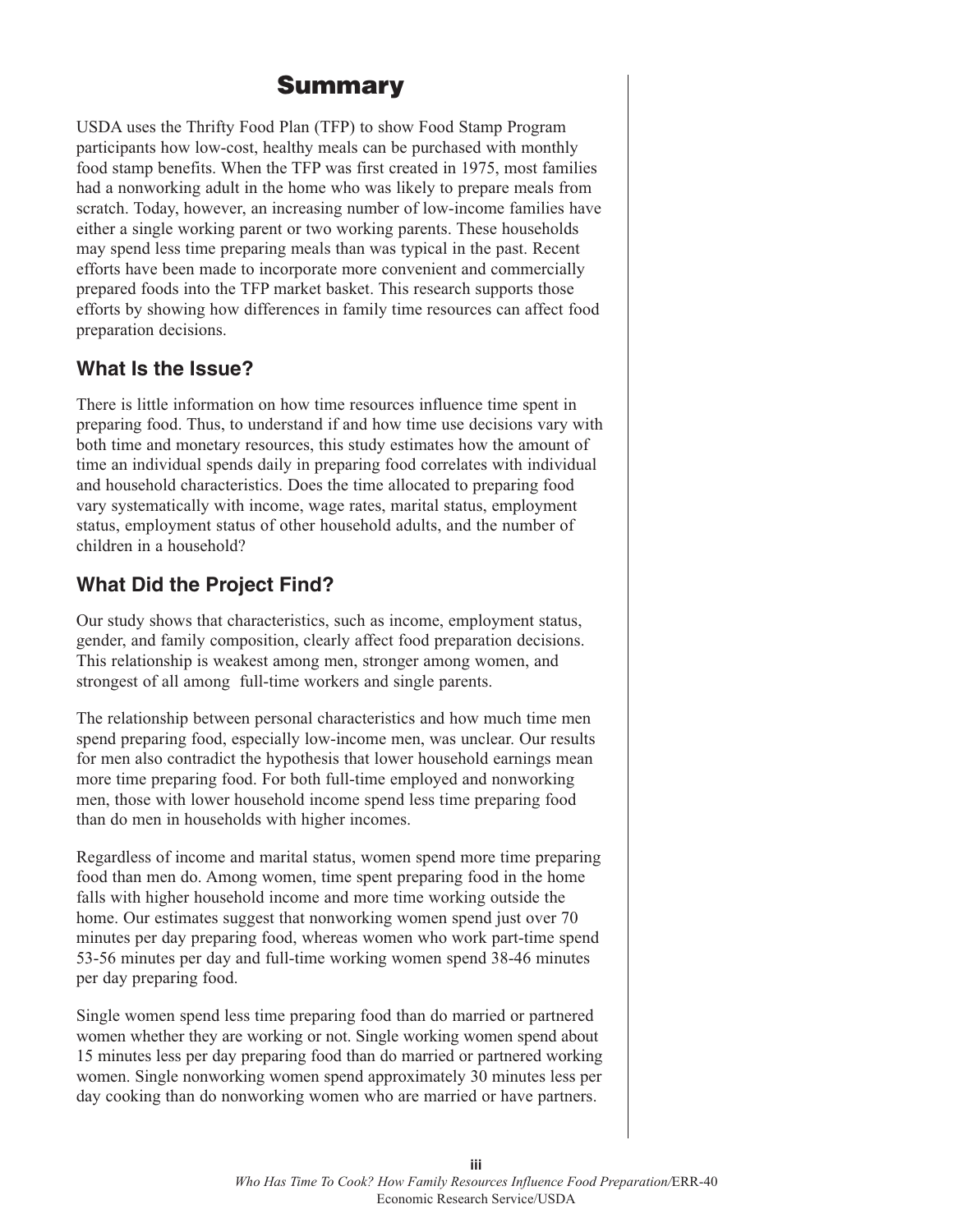# Summary

USDA uses the Thrifty Food Plan (TFP) to show Food Stamp Program participants how low-cost, healthy meals can be purchased with monthly food stamp benefits. When the TFP was first created in 1975, most families had a nonworking adult in the home who was likely to prepare meals from scratch. Today, however, an increasing number of low-income families have either a single working parent or two working parents. These households may spend less time preparing meals than was typical in the past. Recent efforts have been made to incorporate more convenient and commercially prepared foods into the TFP market basket. This research supports those efforts by showing how differences in family time resources can affect food preparation decisions.

## What Is the Issue?

There is little information on how time resources influence time spent in preparing food. Thus, to understand if and how time use decisions vary with both time and monetary resources, this study estimates how the amount of time an individual spends daily in preparing food correlates with individual and household characteristics. Does the time allocated to preparing food vary systematically with income, wage rates, marital status, employment status, employment status of other household adults, and the number of children in a household?

## What Did the Project Find?

Our study shows that characteristics, such as income, employment status, gender, and family composition, clearly affect food preparation decisions. This relationship is weakest among men, stronger among women, and strongest of all among full-time workers and single parents.

The relationship between personal characteristics and how much time men spend preparing food, especially low-income men, was unclear. Our results for men also contradict the hypothesis that lower household earnings mean more time preparing food. For both full-time employed and nonworking men, those with lower household income spend less time preparing food than do men in households with higher incomes.

Regardless of income and marital status, women spend more time preparing food than men do. Among women, time spent preparing food in the home falls with higher household income and more time working outside the home. Our estimates suggest that nonworking women spend just over 70 minutes per day preparing food, whereas women who work part-time spend 53-56 minutes per day and full-time working women spend 38-46 minutes per day preparing food.

Single women spend less time preparing food than do married or partnered women whether they are working or not. Single working women spend about 15 minutes less per day preparing food than do married or partnered working women. Single nonworking women spend approximately 30 minutes less per day cooking than do nonworking women who are married or have partners.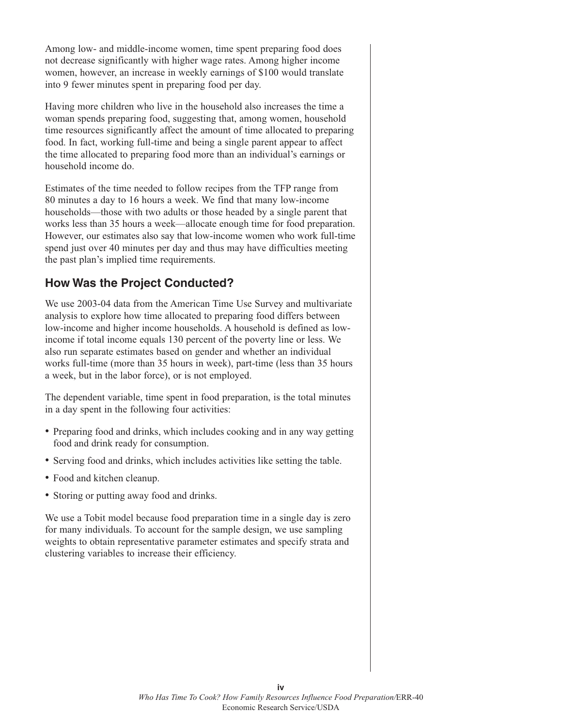Among low- and middle-income women, time spent preparing food does not decrease significantly with higher wage rates. Among higher income women, however, an increase in weekly earnings of $100 would translate into 9 fewer minutes spent in preparing food per day.

Having more children who live in the household also increases the time a woman spends preparing food, suggesting that, among women, household time resources significantly affect the amount of time allocated to preparing food. In fact, working full-time and being a single parent appear to affect the time allocated to preparing food more than an individual's earnings or household income do.

Estimates of the time needed to follow recipes from the TFP range from 80 minutes a day to 16 hours a week. We find that many low-income households—those with two adults or those headed by a single parent that works less than 35 hours a week—allocate enough time for food preparation. However, our estimates also say that low-income women who work full-time spend just over 40 minutes per day and thus may have difficulties meeting the past plan's implied time requirements.

## How Was the Project Conducted?

We use 2003-04 data from the American Time Use Survey and multivariate analysis to explore how time allocated to preparing food differs between low-income and higher income households. A household is defined as low-income if total income equals 130 percent of the poverty line or less. We also run separate estimates based on gender and whether an individual works full-time (more than 35 hours in week), part-time (less than 35 hours a week, but in the labor force), or is not employed.

The dependent variable, time spent in food preparation, is the total minutes in a day spent in the following four activities:

- Preparing food and drinks, which includes cooking and in any way getting food and drink ready for consumption.
- Serving food and drinks, which includes activities like setting the table.
- Food and kitchen cleanup.
- Storing or putting away food and drinks.

We use a Tobit model because food preparation time in a single day is zero for many individuals. To account for the sample design, we use sampling weights to obtain representative parameter estimates and specify strata and clustering variables to increase their efficiency.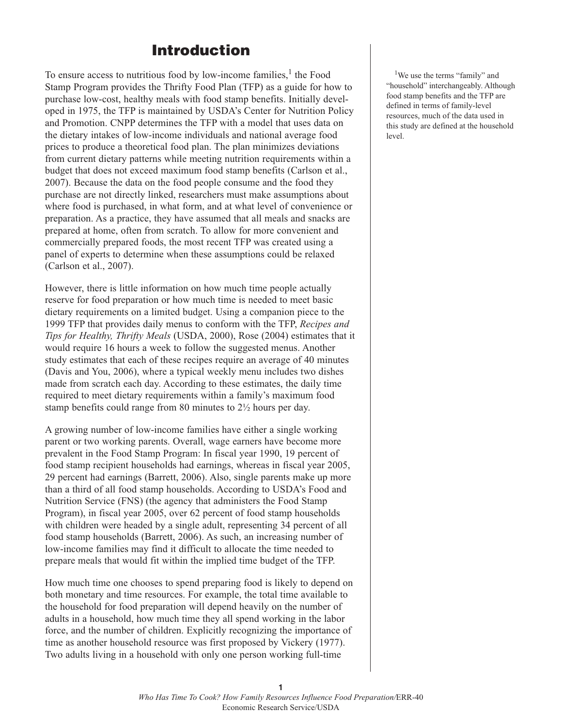# Introduction

To ensure access to nutritious food by low-income families,[1] the Food Stamp Program provides the Thrifty Food Plan (TFP) as a guide for how to purchase low-cost, healthy meals with food stamp benefits. Initially developed in 1975, the TFP is maintained by USDA's Center for Nutrition Policy and Promotion. CNPP determines the TFP with a model that uses data on the dietary intakes of low-income individuals and national average food prices to produce a theoretical food plan. The plan minimizes deviations from current dietary patterns while meeting nutrition requirements within a budget that does not exceed maximum food stamp benefits (Carlson et al., 2007). Because the data on the food people consume and the food they purchase are not directly linked, researchers must make assumptions about where food is purchased, in what form, and at what level of convenience or preparation. As a practice, they have assumed that all meals and snacks are prepared at home, often from scratch. To allow for more convenient and commercially prepared foods, the most recent TFP was created using a panel of experts to determine when these assumptions could be relaxed (Carlson et al., 2007).

However, there is little information on how much time people actually reserve for food preparation or how much time is needed to meet basic dietary requirements on a limited budget. Using a companion piece to the 1999 TFP that provides daily menus to conform with the TFP, *Recipes and Tips for Healthy, Thrifty Meals* (USDA, 2000), Rose (2004) estimates that it would require 16 hours a week to follow the suggested menus. Another study estimates that each of these recipes require an average of 40 minutes (Davis and You, 2006), where a typical weekly menu includes two dishes made from scratch each day. According to these estimates, the daily time required to meet dietary requirements within a family's maximum food stamp benefits could range from 80 minutes to 2½ hours per day.

A growing number of low-income families have either a single working parent or two working parents. Overall, wage earners have become more prevalent in the Food Stamp Program: In fiscal year 1990, 19 percent of food stamp recipient households had earnings, whereas in fiscal year 2005, 29 percent had earnings (Barrett, 2006). Also, single parents make up more than a third of all food stamp households. According to USDA's Food and Nutrition Service (FNS) (the agency that administers the Food Stamp Program), in fiscal year 2005, over 62 percent of food stamp households with children were headed by a single adult, representing 34 percent of all food stamp households (Barrett, 2006). As such, an increasing number of low-income families may find it difficult to allocate the time needed to prepare meals that would fit within the implied time budget of the TFP.

How much time one chooses to spend preparing food is likely to depend on both monetary and time resources. For example, the total time available to the household for food preparation will depend heavily on the number of adults in a household, how much time they all spend working in the labor force, and the number of children. Explicitly recognizing the importance of time as another household resource was first proposed by Vickery (1977). Two adults living in a household with only one person working full-time

[1] We use the terms "family" and "household" interchangeably. Although food stamp benefits and the TFP are defined in terms of family-level resources, much of the data used in this study are defined at the household level.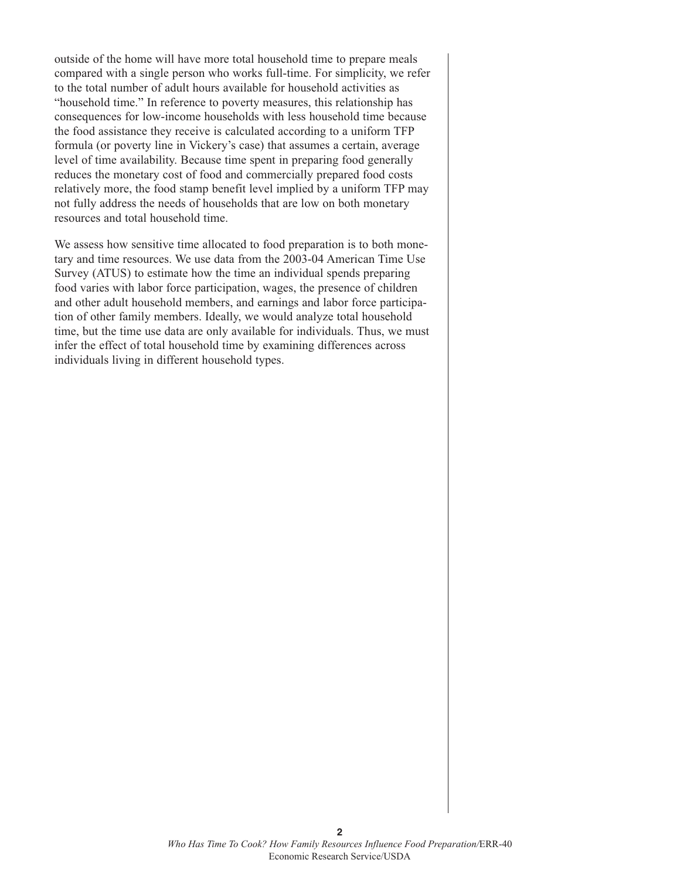outside of the home will have more total household time to prepare meals compared with a single person who works full-time. For simplicity, we refer to the total number of adult hours available for household activities as "household time." In reference to poverty measures, this relationship has consequences for low-income households with less household time because the food assistance they receive is calculated according to a uniform TFP formula (or poverty line in Vickery's case) that assumes a certain, average level of time availability. Because time spent in preparing food generally reduces the monetary cost of food and commercially prepared food costs relatively more, the food stamp benefit level implied by a uniform TFP may not fully address the needs of households that are low on both monetary resources and total household time.

We assess how sensitive time allocated to food preparation is to both monetary and time resources. We use data from the 2003-04 American Time Use Survey (ATUS) to estimate how the time an individual spends preparing food varies with labor force participation, wages, the presence of children and other adult household members, and earnings and labor force participation of other family members. Ideally, we would analyze total household time, but the time use data are only available for individuals. Thus, we must infer the effect of total household time by examining differences across individuals living in different household types.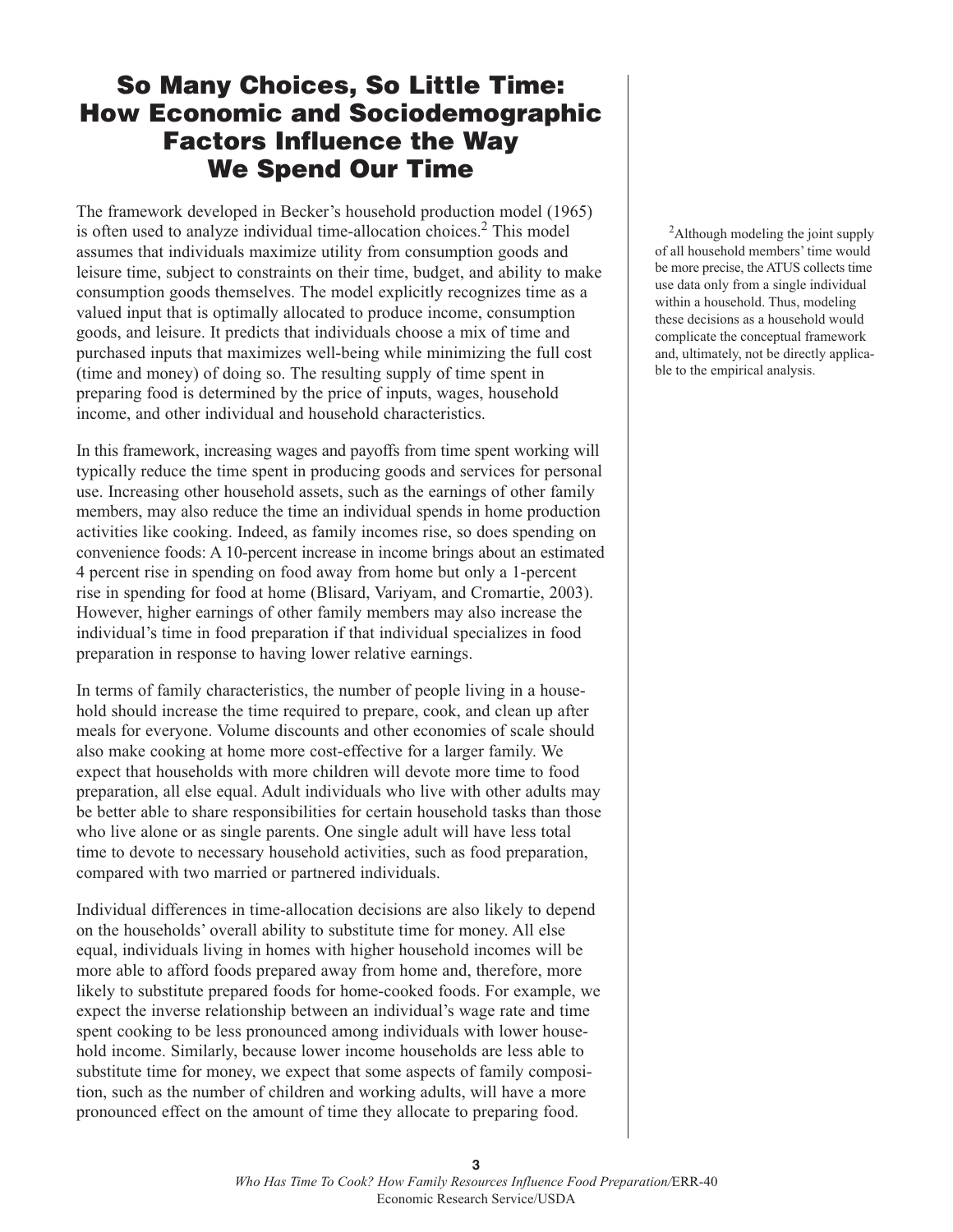# So Many Choices, So Little Time: How Economic and Sociodemographic Factors Influence the Way We Spend Our Time

The framework developed in Becker's household production model (1965) is often used to analyze individual time-allocation choices.[2] This model assumes that individuals maximize utility from consumption goods and leisure time, subject to constraints on their time, budget, and ability to make consumption goods themselves. The model explicitly recognizes time as a valued input that is optimally allocated to produce income, consumption goods, and leisure. It predicts that individuals choose a mix of time and purchased inputs that maximizes well-being while minimizing the full cost (time and money) of doing so. The resulting supply of time spent in preparing food is determined by the price of inputs, wages, household income, and other individual and household characteristics.

In this framework, increasing wages and payoffs from time spent working will typically reduce the time spent in producing goods and services for personal use. Increasing other household assets, such as the earnings of other family members, may also reduce the time an individual spends in home production activities like cooking. Indeed, as family incomes rise, so does spending on convenience foods: A 10-percent increase in income brings about an estimated 4 percent rise in spending on food away from home but only a 1-percent rise in spending for food at home (Blisard, Variyam, and Cromartie, 2003). However, higher earnings of other family members may also increase the individual's time in food preparation if that individual specializes in food preparation in response to having lower relative earnings.

In terms of family characteristics, the number of people living in a household should increase the time required to prepare, cook, and clean up after meals for everyone. Volume discounts and other economies of scale should also make cooking at home more cost-effective for a larger family. We expect that households with more children will devote more time to food preparation, all else equal. Adult individuals who live with other adults may be better able to share responsibilities for certain household tasks than those who live alone or as single parents. One single adult will have less total time to devote to necessary household activities, such as food preparation, compared with two married or partnered individuals.

Individual differences in time-allocation decisions are also likely to depend on the households' overall ability to substitute time for money. All else equal, individuals living in homes with higher household incomes will be more able to afford foods prepared away from home and, therefore, more likely to substitute prepared foods for home-cooked foods. For example, we expect the inverse relationship between an individual's wage rate and time spent cooking to be less pronounced among individuals with lower household income. Similarly, because lower income households are less able to substitute time for money, we expect that some aspects of family composition, such as the number of children and working adults, will have a more pronounced effect on the amount of time they allocate to preparing food.

[2] Although modeling the joint supply of all household members' time would be more precise, the ATUS collects time use data only from a single individual within a household. Thus, modeling these decisions as a household would complicate the conceptual framework and, ultimately, not be directly applicable to the empirical analysis.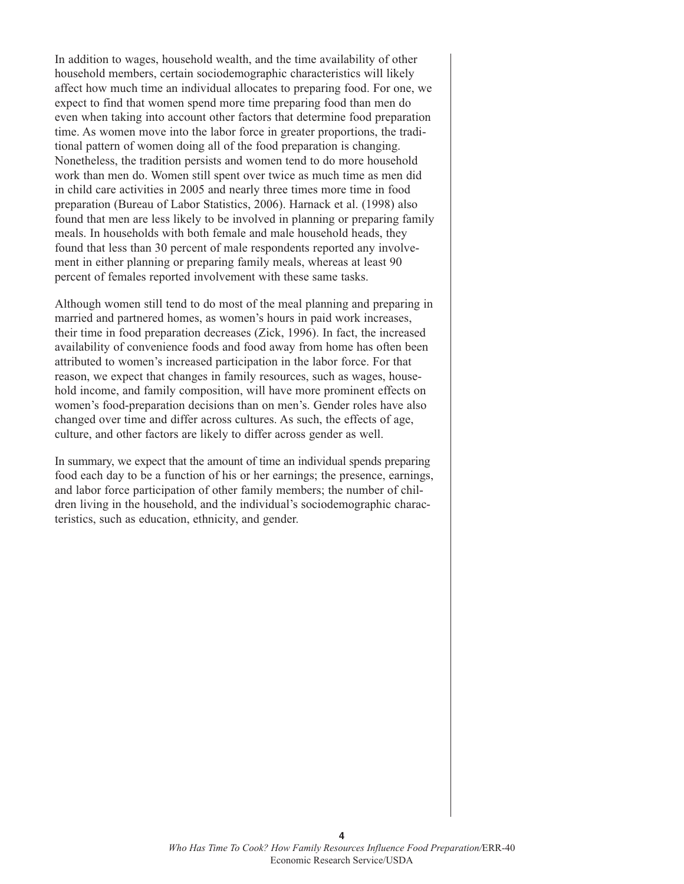In addition to wages, household wealth, and the time availability of other household members, certain sociodemographic characteristics will likely affect how much time an individual allocates to preparing food. For one, we expect to find that women spend more time preparing food than men do even when taking into account other factors that determine food preparation time. As women move into the labor force in greater proportions, the traditional pattern of women doing all of the food preparation is changing. Nonetheless, the tradition persists and women tend to do more household work than men do. Women still spent over twice as much time as men did in child care activities in 2005 and nearly three times more time in food preparation (Bureau of Labor Statistics, 2006). Harnack et al. (1998) also found that men are less likely to be involved in planning or preparing family meals. In households with both female and male household heads, they found that less than 30 percent of male respondents reported any involvement in either planning or preparing family meals, whereas at least 90 percent of females reported involvement with these same tasks.

Although women still tend to do most of the meal planning and preparing in married and partnered homes, as women's hours in paid work increases, their time in food preparation decreases (Zick, 1996). In fact, the increased availability of convenience foods and food away from home has often been attributed to women's increased participation in the labor force. For that reason, we expect that changes in family resources, such as wages, household income, and family composition, will have more prominent effects on women's food-preparation decisions than on men's. Gender roles have also changed over time and differ across cultures. As such, the effects of age, culture, and other factors are likely to differ across gender as well.

In summary, we expect that the amount of time an individual spends preparing food each day to be a function of his or her earnings; the presence, earnings, and labor force participation of other family members; the number of children living in the household, and the individual's sociodemographic characteristics, such as education, ethnicity, and gender.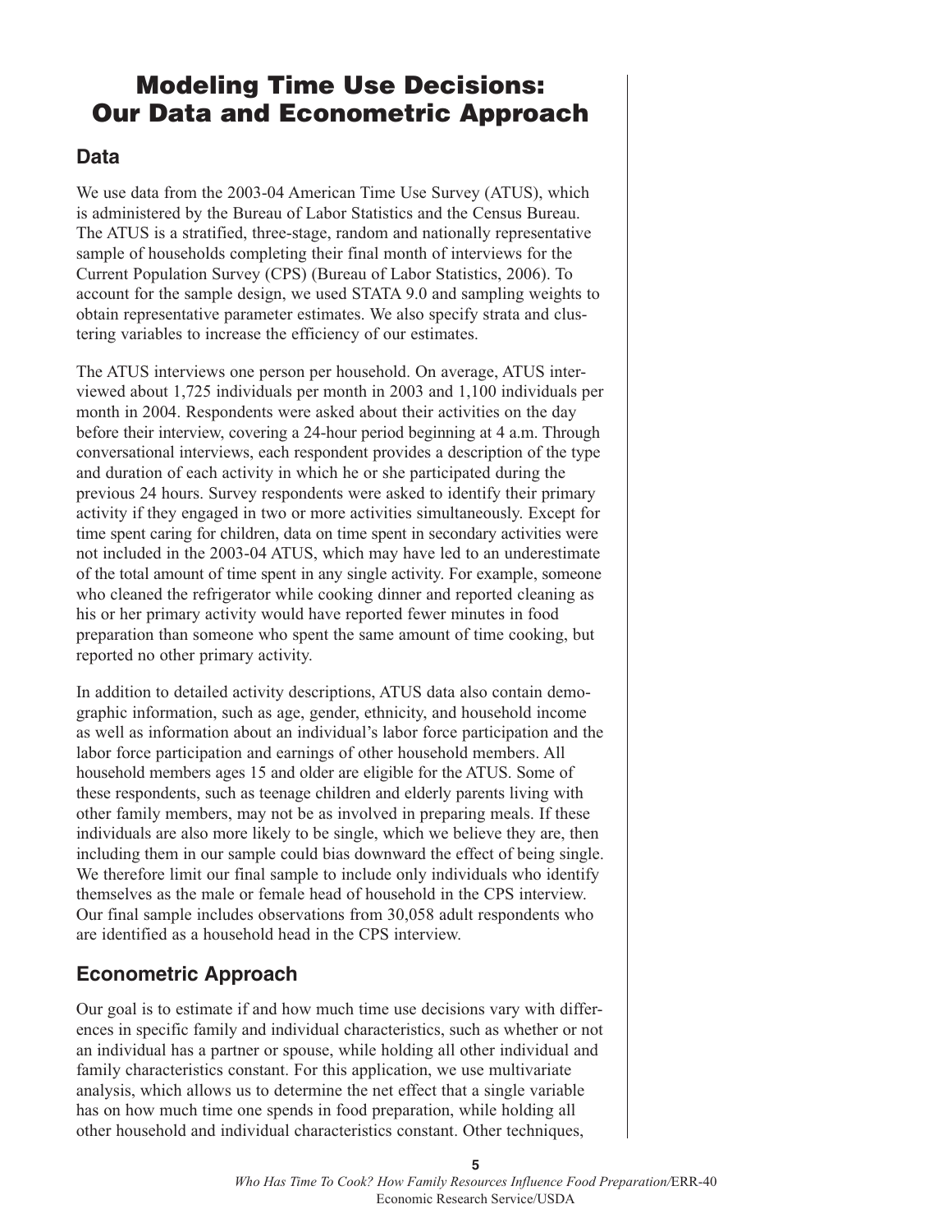# Modeling Time Use Decisions: Our Data and Econometric Approach

## Data

We use data from the 2003-04 American Time Use Survey (ATUS), which is administered by the Bureau of Labor Statistics and the Census Bureau. The ATUS is a stratified, three-stage, random and nationally representative sample of households completing their final month of interviews for the Current Population Survey (CPS) (Bureau of Labor Statistics, 2006). To account for the sample design, we used STATA 9.0 and sampling weights to obtain representative parameter estimates. We also specify strata and clustering variables to increase the efficiency of our estimates.

The ATUS interviews one person per household. On average, ATUS interviewed about 1,725 individuals per month in 2003 and 1,100 individuals per month in 2004. Respondents were asked about their activities on the day before their interview, covering a 24-hour period beginning at 4 a.m. Through conversational interviews, each respondent provides a description of the type and duration of each activity in which he or she participated during the previous 24 hours. Survey respondents were asked to identify their primary activity if they engaged in two or more activities simultaneously. Except for time spent caring for children, data on time spent in secondary activities were not included in the 2003-04 ATUS, which may have led to an underestimate of the total amount of time spent in any single activity. For example, someone who cleaned the refrigerator while cooking dinner and reported cleaning as his or her primary activity would have reported fewer minutes in food preparation than someone who spent the same amount of time cooking, but reported no other primary activity.

In addition to detailed activity descriptions, ATUS data also contain demographic information, such as age, gender, ethnicity, and household income as well as information about an individual's labor force participation and the labor force participation and earnings of other household members. All household members ages 15 and older are eligible for the ATUS. Some of these respondents, such as teenage children and elderly parents living with other family members, may not be as involved in preparing meals. If these individuals are also more likely to be single, which we believe they are, then including them in our sample could bias downward the effect of being single. We therefore limit our final sample to include only individuals who identify themselves as the male or female head of household in the CPS interview. Our final sample includes observations from 30,058 adult respondents who are identified as a household head in the CPS interview.

## Econometric Approach

Our goal is to estimate if and how much time use decisions vary with differences in specific family and individual characteristics, such as whether or not an individual has a partner or spouse, while holding all other individual and family characteristics constant. For this application, we use multivariate analysis, which allows us to determine the net effect that a single variable has on how much time one spends in food preparation, while holding all other household and individual characteristics constant. Other techniques,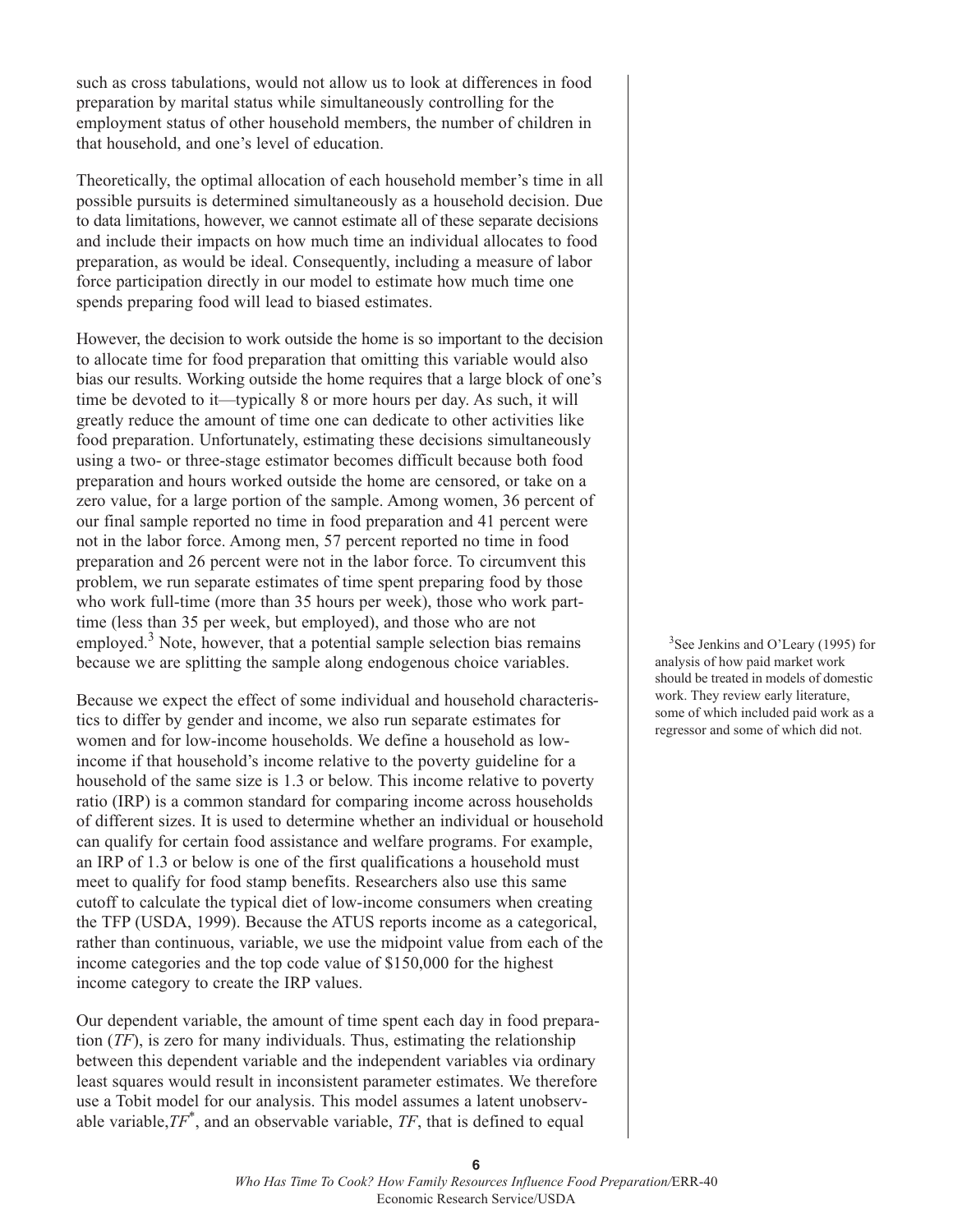such as cross tabulations, would not allow us to look at differences in food preparation by marital status while simultaneously controlling for the employment status of other household members, the number of children in that household, and one's level of education.

Theoretically, the optimal allocation of each household member's time in all possible pursuits is determined simultaneously as a household decision. Due to data limitations, however, we cannot estimate all of these separate decisions and include their impacts on how much time an individual allocates to food preparation, as would be ideal. Consequently, including a measure of labor force participation directly in our model to estimate how much time one spends preparing food will lead to biased estimates.

However, the decision to work outside the home is so important to the decision to allocate time for food preparation that omitting this variable would also bias our results. Working outside the home requires that a large block of one's time be devoted to it—typically 8 or more hours per day. As such, it will greatly reduce the amount of time one can dedicate to other activities like food preparation. Unfortunately, estimating these decisions simultaneously using a two- or three-stage estimator becomes difficult because both food preparation and hours worked outside the home are censored, or take on a zero value, for a large portion of the sample. Among women, 36 percent of our final sample reported no time in food preparation and 41 percent were not in the labor force. Among men, 57 percent reported no time in food preparation and 26 percent were not in the labor force. To circumvent this problem, we run separate estimates of time spent preparing food by those who work full-time (more than 35 hours per week), those who work part-time (less than 35 per week, but employed), and those who are not employed.[3] Note, however, that a potential sample selection bias remains because we are splitting the sample along endogenous choice variables.

Because we expect the effect of some individual and household characteristics to differ by gender and income, we also run separate estimates for women and for low-income households. We define a household as low-income if that household's income relative to the poverty guideline for a household of the same size is 1.3 or below. This income relative to poverty ratio (IRP) is a common standard for comparing income across households of different sizes. It is used to determine whether an individual or household can qualify for certain food assistance and welfare programs. For example, an IRP of 1.3 or below is one of the first qualifications a household must meet to qualify for food stamp benefits. Researchers also use this same cutoff to calculate the typical diet of low-income consumers when creating the TFP (USDA, 1999). Because the ATUS reports income as a categorical, rather than continuous, variable, we use the midpoint value from each of the income categories and the top code value of $150,000 for the highest income category to create the IRP values.

Our dependent variable, the amount of time spent each day in food preparation ($TF$), is zero for many individuals. Thus, estimating the relationship between this dependent variable and the independent variables via ordinary least squares would result in inconsistent parameter estimates. We therefore use a Tobit model for our analysis. This model assumes a latent unobservable variable, $TF^*$, and an observable variable, $TF$, that is defined to equal

[3]See Jenkins and O'Leary (1995) for analysis of how paid market work should be treated in models of domestic work. They review early literature, some of which included paid work as a regressor and some of which did not.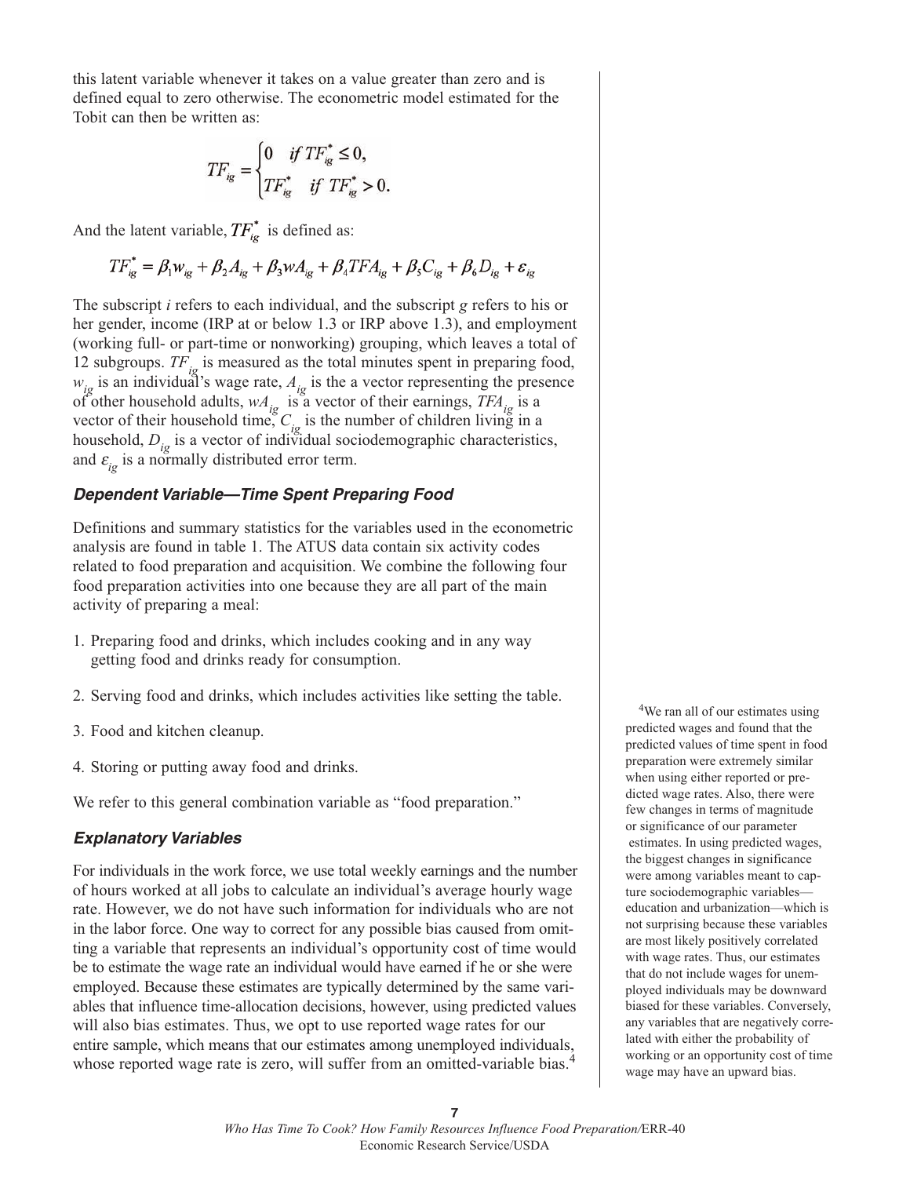this latent variable whenever it takes on a value greater than zero and is defined equal to zero otherwise. The econometric model estimated for the Tobit can then be written as:

$$TF_{ig} = \begin{cases} 0 & \text{if } TF_{ig}^* \leq 0, \\ TF_{ig}^* & \text{if } TF_{ig}^* > 0. \end{cases}$$

And the latent variable, $TF_{ig}^*$ is defined as:

$$TF_{ig}^* = \beta_1 w_{ig} + \beta_2 A_{ig} + \beta_3 wA_{ig} + \beta_4 TFA_{ig} + \beta_5 C_{ig} + \beta_6 D_{ig} + \varepsilon_{ig}$$

The subscript *i* refers to each individual, and the subscript *g* refers to his or her gender, income (IRP at or below 1.3 or IRP above 1.3), and employment (working full- or part-time or nonworking) grouping, which leaves a total of 12 subgroups. $TF_{ig}$ is measured as the total minutes spent in preparing food, $w_{ig}$ is an individual's wage rate, $A_{ig}$ is the a vector representing the presence of other household adults, $wA_{ig}$ is a vector of their earnings, $TFA_{ig}$ is a vector of their household time, $C_{ig}$ is the number of children living in a household, $D_{ig}$ is a vector of individual sociodemographic characteristics, and $\varepsilon_{ig}$ is a normally distributed error term.

### *Dependent Variable—Time Spent Preparing Food*

Definitions and summary statistics for the variables used in the econometric analysis are found in table 1. The ATUS data contain six activity codes related to food preparation and acquisition. We combine the following four food preparation activities into one because they are all part of the main activity of preparing a meal:

1. Preparing food and drinks, which includes cooking and in any way getting food and drinks ready for consumption.
2. Serving food and drinks, which includes activities like setting the table.
3. Food and kitchen cleanup.
4. Storing or putting away food and drinks.

We refer to this general combination variable as "food preparation."

### *Explanatory Variables*

For individuals in the work force, we use total weekly earnings and the number of hours worked at all jobs to calculate an individual's average hourly wage rate. However, we do not have such information for individuals who are not in the labor force. One way to correct for any possible bias caused from omitting a variable that represents an individual's opportunity cost of time would be to estimate the wage rate an individual would have earned if he or she were employed. Because these estimates are typically determined by the same variables that influence time-allocation decisions, however, using predicted values will also bias estimates. Thus, we opt to use reported wage rates for our entire sample, which means that our estimates among unemployed individuals, whose reported wage rate is zero, will suffer from an omitted-variable bias.[4]

[4]We ran all of our estimates using predicted wages and found that the predicted values of time spent in food preparation were extremely similar when using either reported or predicted wage rates. Also, there were few changes in terms of magnitude or significance of our parameter estimates. In using predicted wages, the biggest changes in significance were among variables meant to capture sociodemographic variables—education and urbanization—which is not surprising because these variables are most likely positively correlated with wage rates. Thus, our estimates that do not include wages for unemployed individuals may be downward biased for these variables. Conversely, any variables that are negatively correlated with either the probability of working or an opportunity cost of time wage may have an upward bias.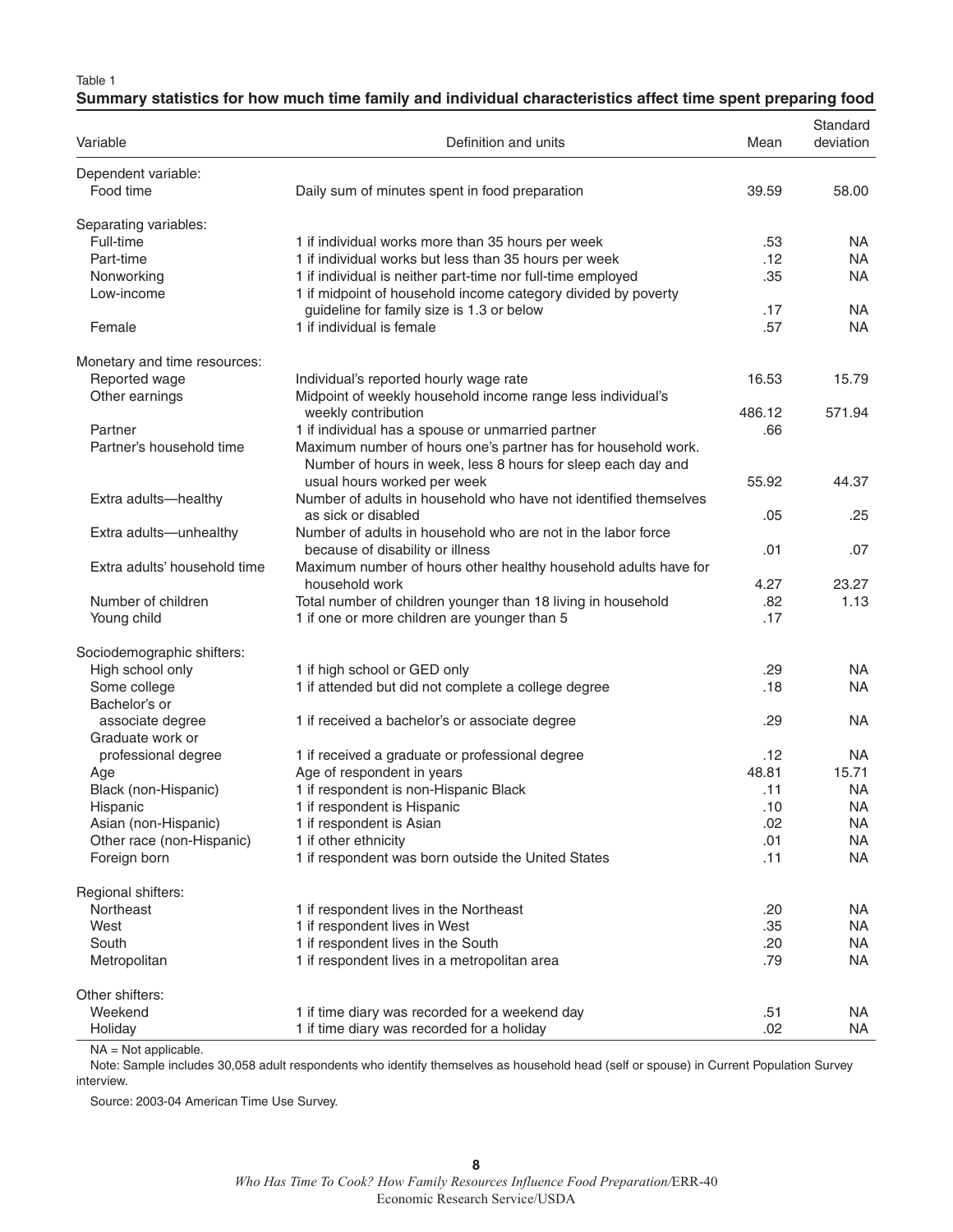Table 1

**Summary statistics for how much time family and individual characteristics affect time spent preparing food**

| Variable | Definition and units | Mean | Standard deviation |
|---|---|---|---|
| Dependent variable: | | | |
| Food time | Daily sum of minutes spent in food preparation | 39.59 | 58.00 |
| Separating variables: | | | |
| Full-time | 1 if individual works more than 35 hours per week | .53 | NA |
| Part-time | 1 if individual works but less than 35 hours per week | .12 | NA |
| Nonworking | 1 if individual is neither part-time nor full-time employed | .35 | NA |
| Low-income | 1 if midpoint of household income category divided by poverty guideline for family size is 1.3 or below | .17 | NA |
| Female | 1 if individual is female | .57 | NA |
| Monetary and time resources: | | | |
| Reported wage | Individual's reported hourly wage rate | 16.53 | 15.79 |
| Other earnings | Midpoint of weekly household income range less individual's weekly contribution | 486.12 | 571.94 |
| Partner | 1 if individual has a spouse or unmarried partner | .66 | |
| Partner's household time | Maximum number of hours one's partner has for household work. Number of hours in week, less 8 hours for sleep each day and usual hours worked per week | 55.92 | 44.37 |
| Extra adults—healthy | Number of adults in household who have not identified themselves as sick or disabled | .05 | .25 |
| Extra adults—unhealthy | Number of adults in household who are not in the labor force because of disability or illness | .01 | .07 |
| Extra adults' household time | Maximum number of hours other healthy household adults have for household work | 4.27 | 23.27 |
| Number of children | Total number of children younger than 18 living in household | .82 | 1.13 |
| Young child | 1 if one or more children are younger than 5 | .17 | |
| Sociodemographic shifters: | | | |
| High school only | 1 if high school or GED only | .29 | NA |
| Some college | 1 if attended but did not complete a college degree | .18 | NA |
| Bachelor's or associate degree | 1 if received a bachelor's or associate degree | .29 | NA |
| Graduate work or professional degree | 1 if received a graduate or professional degree | .12 | NA |
| Age | Age of respondent in years | 48.81 | 15.71 |
| Black (non-Hispanic) | 1 if respondent is non-Hispanic Black | .11 | NA |
| Hispanic | 1 if respondent is Hispanic | .10 | NA |
| Asian (non-Hispanic) | 1 if respondent is Asian | .02 | NA |
| Other race (non-Hispanic) | 1 if other ethnicity | .01 | NA |
| Foreign born | 1 if respondent was born outside the United States | .11 | NA |
| Regional shifters: | | | |
| Northeast | 1 if respondent lives in the Northeast | .20 | NA |
| West | 1 if respondent lives in West | .35 | NA |
| South | 1 if respondent lives in the South | .20 | NA |
| Metropolitan | 1 if respondent lives in a metropolitan area | .79 | NA |
| Other shifters: | | | |
| Weekend | 1 if time diary was recorded for a weekend day | .51 | NA |
| Holiday | 1 if time diary was recorded for a holiday | .02 | NA |

NA = Not applicable.

Note: Sample includes 30,058 adult respondents who identify themselves as household head (self or spouse) in Current Population Survey interview.

Source: 2003-04 American Time Use Survey.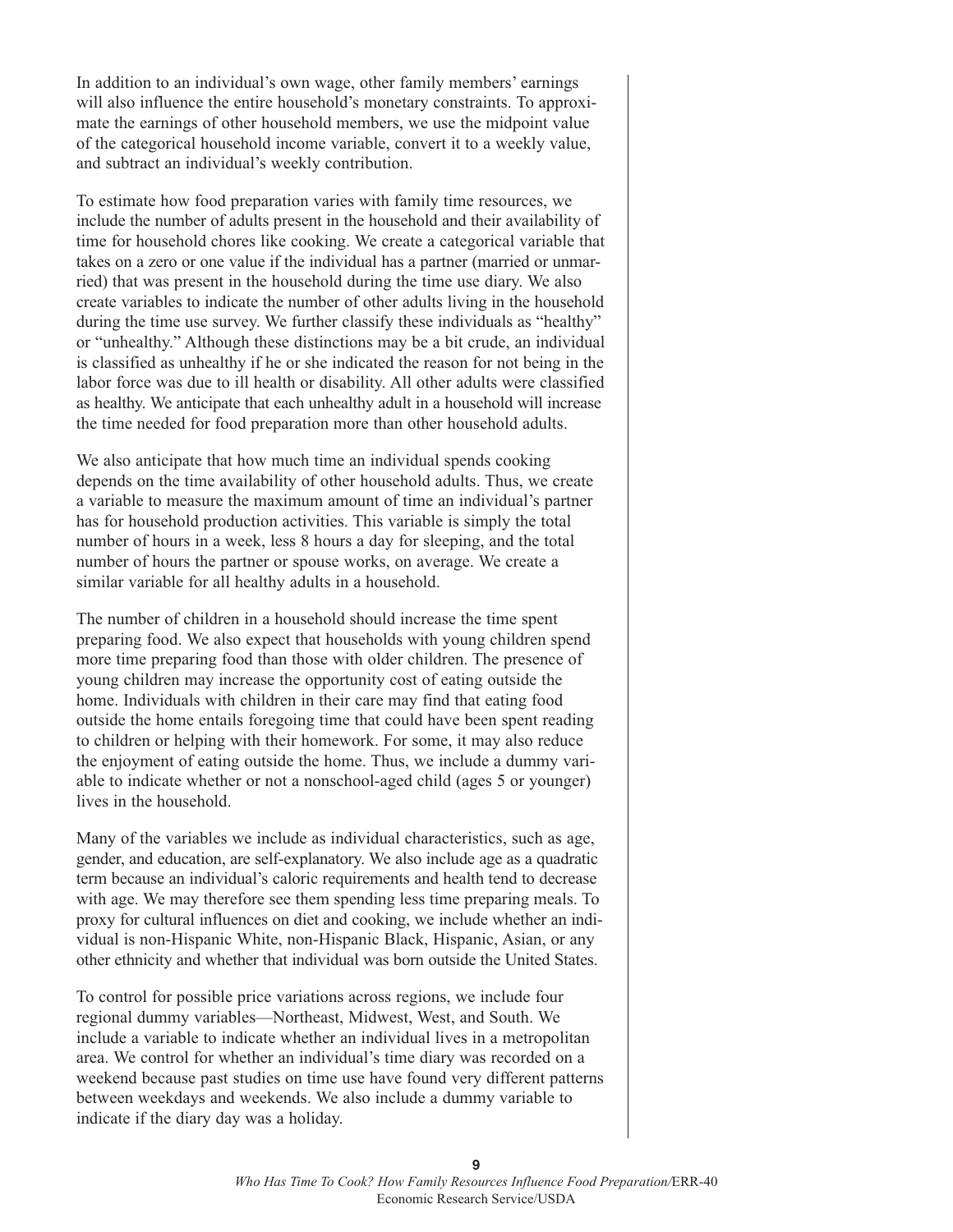In addition to an individual's own wage, other family members' earnings will also influence the entire household's monetary constraints. To approximate the earnings of other household members, we use the midpoint value of the categorical household income variable, convert it to a weekly value, and subtract an individual's weekly contribution.

To estimate how food preparation varies with family time resources, we include the number of adults present in the household and their availability of time for household chores like cooking. We create a categorical variable that takes on a zero or one value if the individual has a partner (married or unmarried) that was present in the household during the time use diary. We also create variables to indicate the number of other adults living in the household during the time use survey. We further classify these individuals as "healthy" or "unhealthy." Although these distinctions may be a bit crude, an individual is classified as unhealthy if he or she indicated the reason for not being in the labor force was due to ill health or disability. All other adults were classified as healthy. We anticipate that each unhealthy adult in a household will increase the time needed for food preparation more than other household adults.

We also anticipate that how much time an individual spends cooking depends on the time availability of other household adults. Thus, we create a variable to measure the maximum amount of time an individual's partner has for household production activities. This variable is simply the total number of hours in a week, less 8 hours a day for sleeping, and the total number of hours the partner or spouse works, on average. We create a similar variable for all healthy adults in a household.

The number of children in a household should increase the time spent preparing food. We also expect that households with young children spend more time preparing food than those with older children. The presence of young children may increase the opportunity cost of eating outside the home. Individuals with children in their care may find that eating food outside the home entails foregoing time that could have been spent reading to children or helping with their homework. For some, it may also reduce the enjoyment of eating outside the home. Thus, we include a dummy variable to indicate whether or not a nonschool-aged child (ages 5 or younger) lives in the household.

Many of the variables we include as individual characteristics, such as age, gender, and education, are self-explanatory. We also include age as a quadratic term because an individual's caloric requirements and health tend to decrease with age. We may therefore see them spending less time preparing meals. To proxy for cultural influences on diet and cooking, we include whether an individual is non-Hispanic White, non-Hispanic Black, Hispanic, Asian, or any other ethnicity and whether that individual was born outside the United States.

To control for possible price variations across regions, we include four regional dummy variables—Northeast, Midwest, West, and South. We include a variable to indicate whether an individual lives in a metropolitan area. We control for whether an individual's time diary was recorded on a weekend because past studies on time use have found very different patterns between weekdays and weekends. We also include a dummy variable to indicate if the diary day was a holiday.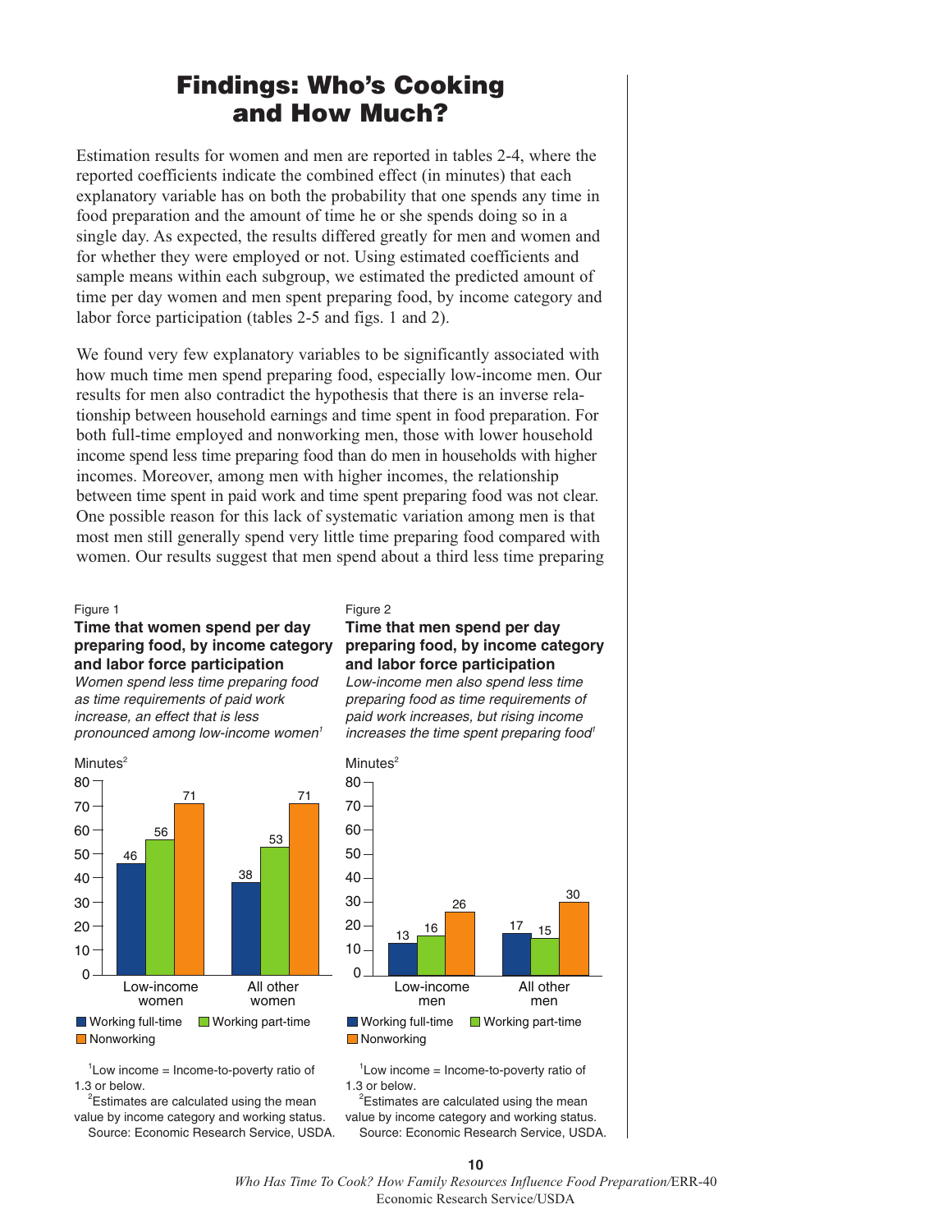# Findings: Who's Cooking and How Much?

Estimation results for women and men are reported in tables 2-4, where the reported coefficients indicate the combined effect (in minutes) that each explanatory variable has on both the probability that one spends any time in food preparation and the amount of time he or she spends doing so in a single day. As expected, the results differed greatly for men and women and for whether they were employed or not. Using estimated coefficients and sample means within each subgroup, we estimated the predicted amount of time per day women and men spent preparing food, by income category and labor force participation (tables 2-5 and figs. 1 and 2).

We found very few explanatory variables to be significantly associated with how much time men spend preparing food, especially low-income men. Our results for men also contradict the hypothesis that there is an inverse relationship between household earnings and time spent in food preparation. For both full-time employed and nonworking men, those with lower household income spend less time preparing food than do men in households with higher incomes. Moreover, among men with higher incomes, the relationship between time spent in paid work and time spent preparing food was not clear. One possible reason for this lack of systematic variation among men is that most men still generally spend very little time preparing food compared with women. Our results suggest that men spend about a third less time preparing

Figure 1

**Time that women spend per day preparing food, by income category and labor force participation**

*Women spend less time preparing food as time requirements of paid work increase, an effect that is less pronounced among low-income women[1]*

Minutes[2]

| | Working full-time | Working part-time | Nonworking |
|---|---|---|---|
| Low-income women | 46 | 56 | 71 |
| All other women | 38 | 53 | 71 |

[1]Low income = Income-to-poverty ratio of 1.3 or below.

[2]Estimates are calculated using the mean value by income category and working status.

Source: Economic Research Service, USDA.

Figure 2

**Time that men spend per day preparing food, by income category and labor force participation**

*Low-income men also spend less time preparing food as time requirements of paid work increases, but rising income increases the time spent preparing food[1]*

Minutes[2]

| | Working full-time | Working part-time | Nonworking |
|---|---|---|---|
| Low-income men | 13 | 16 | 26 |
| All other men | 17 | 15 | 30 |

[1]Low income = Income-to-poverty ratio of 1.3 or below.

[2]Estimates are calculated using the mean value by income category and working status.

Source: Economic Research Service, USDA.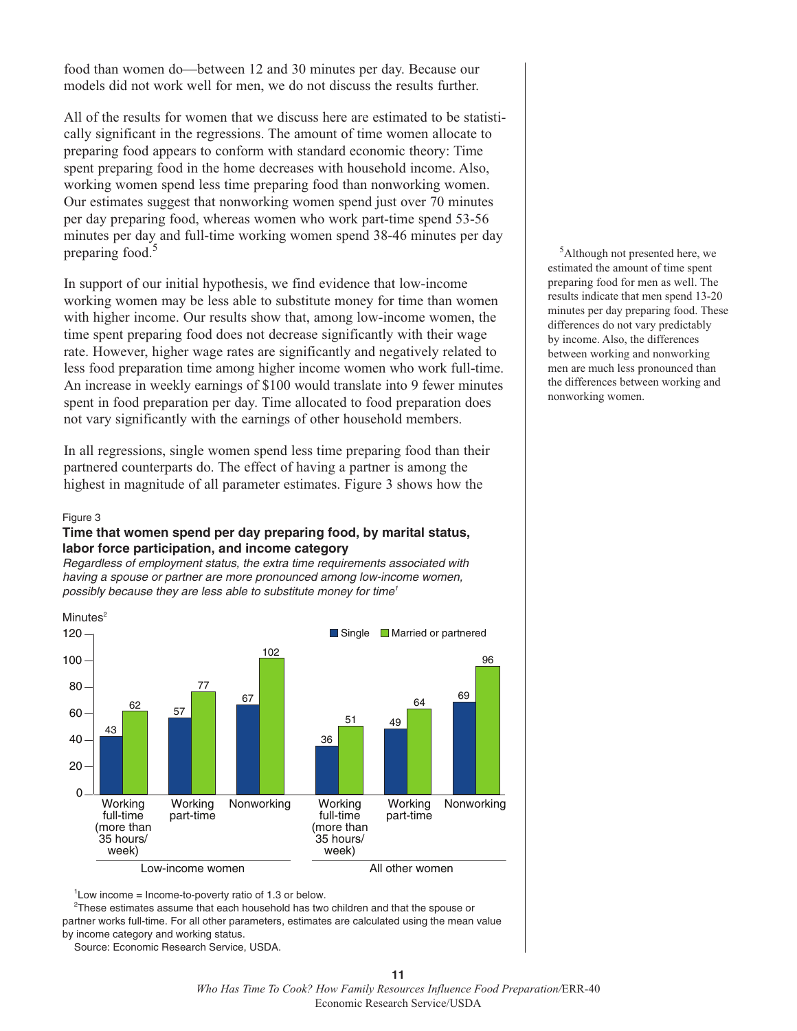food than women do—between 12 and 30 minutes per day. Because our models did not work well for men, we do not discuss the results further.

All of the results for women that we discuss here are estimated to be statistically significant in the regressions. The amount of time women allocate to preparing food appears to conform with standard economic theory: Time spent preparing food in the home decreases with household income. Also, working women spend less time preparing food than nonworking women. Our estimates suggest that nonworking women spend just over 70 minutes per day preparing food, whereas women who work part-time spend 53-56 minutes per day and full-time working women spend 38-46 minutes per day preparing food.[5]

In support of our initial hypothesis, we find evidence that low-income working women may be less able to substitute money for time than women with higher income. Our results show that, among low-income women, the time spent preparing food does not decrease significantly with their wage rate. However, higher wage rates are significantly and negatively related to less food preparation time among higher income women who work full-time. An increase in weekly earnings of $100 would translate into 9 fewer minutes spent in food preparation per day. Time allocated to food preparation does not vary significantly with the earnings of other household members.

In all regressions, single women spend less time preparing food than their partnered counterparts do. The effect of having a partner is among the highest in magnitude of all parameter estimates. Figure 3 shows how the

[5]Although not presented here, we estimated the amount of time spent preparing food for men as well. The results indicate that men spend 13-20 minutes per day preparing food. These differences do not vary predictably by income. Also, the differences between working and nonworking men are much less pronounced than the differences between working and nonworking women.

Figure 3

**Time that women spend per day preparing food, by marital status, labor force participation, and income category**

*Regardless of employment status, the extra time requirements associated with having a spouse or partner are more pronounced among low-income women, possibly because they are less able to substitute money for time*[1]

Minutes[2]

| | Working full-time (more than 35 hours/week) | Working part-time | Nonworking |
|---|---|---|---|
| **Low-income women** | | | |
| Single | 43 | 57 | 67 |
| Married or partnered | 62 | 77 | 102 |
| **All other women** | | | |
| Single | 36 | 49 | 69 |
| Married or partnered | 51 | 64 | 96 |

[1]Low income = Income-to-poverty ratio of 1.3 or below.

[2]These estimates assume that each household has two children and that the spouse or partner works full-time. For all other parameters, estimates are calculated using the mean value by income category and working status.

Source: Economic Research Service, USDA.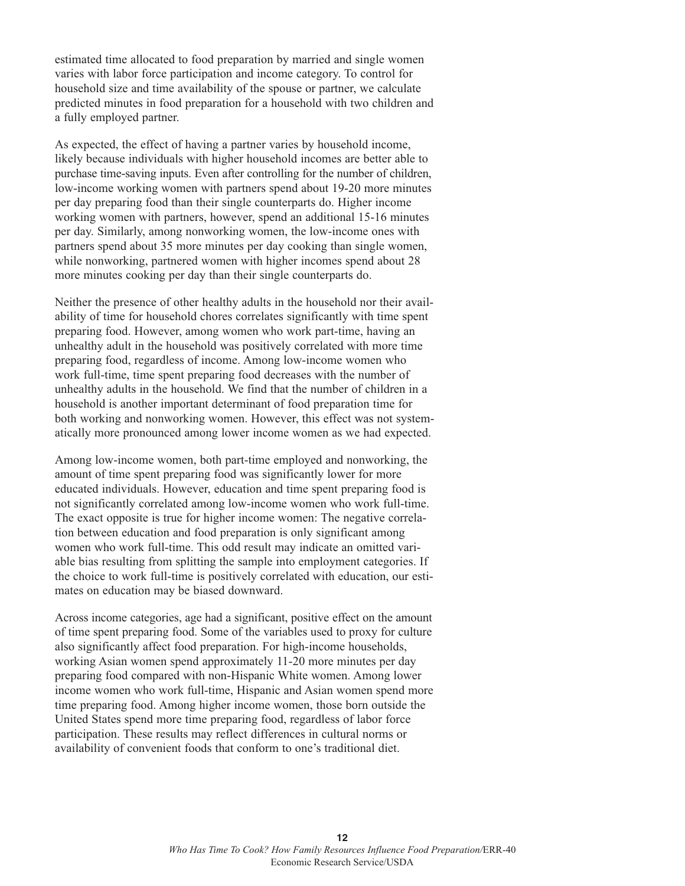estimated time allocated to food preparation by married and single women varies with labor force participation and income category. To control for household size and time availability of the spouse or partner, we calculate predicted minutes in food preparation for a household with two children and a fully employed partner.

As expected, the effect of having a partner varies by household income, likely because individuals with higher household incomes are better able to purchase time-saving inputs. Even after controlling for the number of children, low-income working women with partners spend about 19-20 more minutes per day preparing food than their single counterparts do. Higher income working women with partners, however, spend an additional 15-16 minutes per day. Similarly, among nonworking women, the low-income ones with partners spend about 35 more minutes per day cooking than single women, while nonworking, partnered women with higher incomes spend about 28 more minutes cooking per day than their single counterparts do.

Neither the presence of other healthy adults in the household nor their availability of time for household chores correlates significantly with time spent preparing food. However, among women who work part-time, having an unhealthy adult in the household was positively correlated with more time preparing food, regardless of income. Among low-income women who work full-time, time spent preparing food decreases with the number of unhealthy adults in the household. We find that the number of children in a household is another important determinant of food preparation time for both working and nonworking women. However, this effect was not systematically more pronounced among lower income women as we had expected.

Among low-income women, both part-time employed and nonworking, the amount of time spent preparing food was significantly lower for more educated individuals. However, education and time spent preparing food is not significantly correlated among low-income women who work full-time. The exact opposite is true for higher income women: The negative correlation between education and food preparation is only significant among women who work full-time. This odd result may indicate an omitted variable bias resulting from splitting the sample into employment categories. If the choice to work full-time is positively correlated with education, our estimates on education may be biased downward.

Across income categories, age had a significant, positive effect on the amount of time spent preparing food. Some of the variables used to proxy for culture also significantly affect food preparation. For high-income households, working Asian women spend approximately 11-20 more minutes per day preparing food compared with non-Hispanic White women. Among lower income women who work full-time, Hispanic and Asian women spend more time preparing food. Among higher income women, those born outside the United States spend more time preparing food, regardless of labor force participation. These results may reflect differences in cultural norms or availability of convenient foods that conform to one's traditional diet.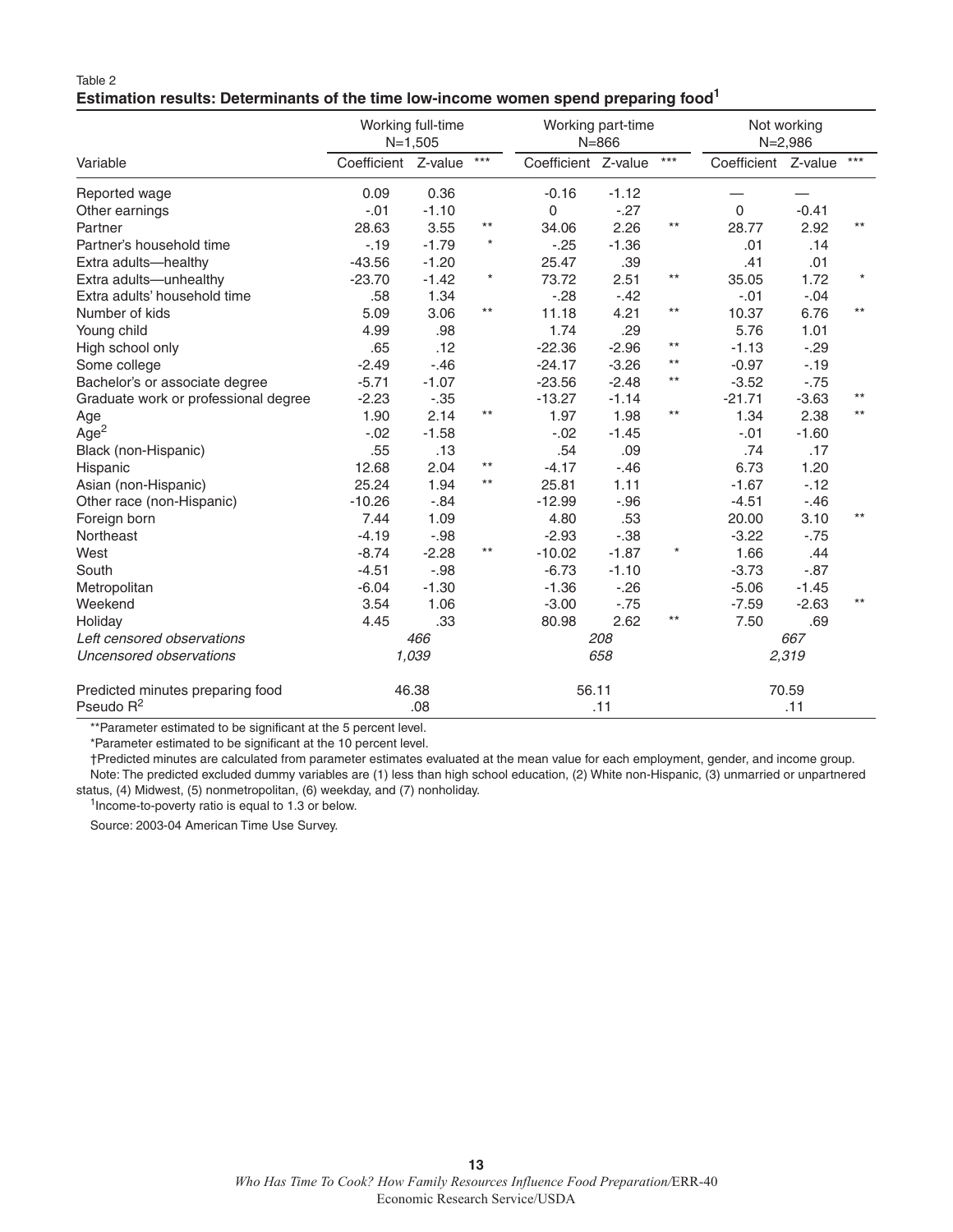Table 2

**Estimation results: Determinants of the time low-income women spend preparing food[1]**

| Variable | Working full-time N=1,505 | | | Working part-time N=866 | | | Not working N=2,986 | | |
|---|---|---|---|---|---|---|---|---|---|
| | Coefficient | Z-value | *** | Coefficient | Z-value | *** | Coefficient | Z-value | *** |
| Reported wage | 0.09 | 0.36 | | -0.16 | -1.12 | | — | — | |
| Other earnings | -.01 | -1.10 | | 0 | -.27 | | 0 | -0.41 | |
| Partner | 28.63 | 3.55 | ** | 34.06 | 2.26 | ** | 28.77 | 2.92 | ** |
| Partner's household time | -.19 | -1.79 | * | -.25 | -1.36 | | .01 | .14 | |
| Extra adults—healthy | -43.56 | -1.20 | | 25.47 | .39 | | .41 | .01 | |
| Extra adults—unhealthy | -23.70 | -1.42 | * | 73.72 | 2.51 | ** | 35.05 | 1.72 | * |
| Extra adults' household time | .58 | 1.34 | | -.28 | -.42 | | -.01 | -.04 | |
| Number of kids | 5.09 | 3.06 | ** | 11.18 | 4.21 | ** | 10.37 | 6.76 | ** |
| Young child | 4.99 | .98 | | 1.74 | .29 | | 5.76 | 1.01 | |
| High school only | .65 | .12 | | -22.36 | -2.96 | ** | -1.13 | -.29 | |
| Some college | -2.49 | -.46 | | -24.17 | -3.26 | ** | -0.97 | -.19 | |
| Bachelor's or associate degree | -5.71 | -1.07 | | -23.56 | -2.48 | ** | -3.52 | -.75 | |
| Graduate work or professional degree | -2.23 | -.35 | | -13.27 | -1.14 | | -21.71 | -3.63 | ** |
| Age | 1.90 | 2.14 | ** | 1.97 | 1.98 | ** | 1.34 | 2.38 | ** |
| $Age^2$ | -.02 | -1.58 | | -.02 | -1.45 | | -.01 | -1.60 | |
| Black (non-Hispanic) | .55 | .13 | | .54 | .09 | | .74 | .17 | |
| Hispanic | 12.68 | 2.04 | ** | -4.17 | -.46 | | 6.73 | 1.20 | |
| Asian (non-Hispanic) | 25.24 | 1.94 | ** | 25.81 | 1.11 | | -1.67 | -.12 | |
| Other race (non-Hispanic) | -10.26 | -.84 | | -12.99 | -.96 | | -4.51 | -.46 | |
| Foreign born | 7.44 | 1.09 | | 4.80 | .53 | | 20.00 | 3.10 | ** |
| Northeast | -4.19 | -.98 | | -2.93 | -.38 | | -3.22 | -.75 | |
| West | -8.74 | -2.28 | ** | -10.02 | -1.87 | * | 1.66 | .44 | |
| South | -4.51 | -.98 | | -6.73 | -1.10 | | -3.73 | -.87 | |
| Metropolitan | -6.04 | -1.30 | | -1.36 | -.26 | | -5.06 | -1.45 | |
| Weekend | 3.54 | 1.06 | | -3.00 | -.75 | | -7.59 | -2.63 | ** |
| Holiday | 4.45 | .33 | | 80.98 | 2.62 | ** | 7.50 | .69 | |
| *Left censored observations* | *466* | | | *208* | | | *667* | | |
| *Uncensored observations* | *1,039* | | | *658* | | | *2,319* | | |
| Predicted minutes preparing food | 46.38 | | | 56.11 | | | 70.59 | | |
| Pseudo $R^2$ | .08 | | | .11 | | | .11 | | |

**Parameter estimated to be significant at the 5 percent level.

*Parameter estimated to be significant at the 10 percent level.

†Predicted minutes are calculated from parameter estimates evaluated at the mean value for each employment, gender, and income group.

Note: The predicted excluded dummy variables are (1) less than high school education, (2) White non-Hispanic, (3) unmarried or unpartnered status, (4) Midwest, (5) nonmetropolitan, (6) weekday, and (7) nonholiday.

[1]Income-to-poverty ratio is equal to 1.3 or below.

Source: 2003-04 American Time Use Survey.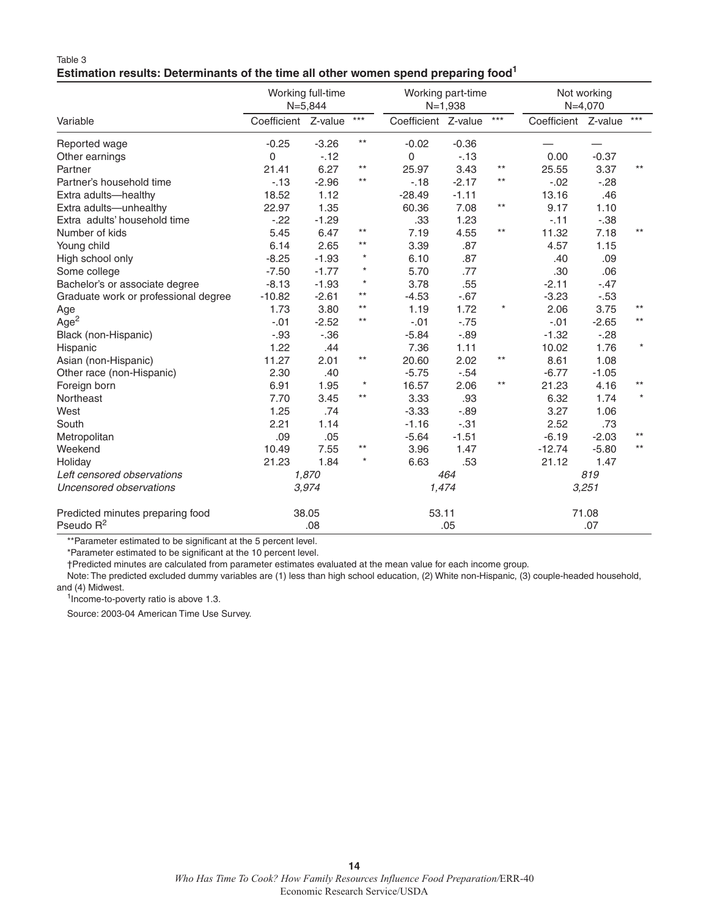Table 3

**Estimation results: Determinants of the time all other women spend preparing food[1]**

| Variable | Working full-time N=5,844 | | | Working part-time N=1,938 | | | Not working N=4,070 | | |
|---|---|---|---|---|---|---|---|---|---|
| | Coefficient | Z-value | *** | Coefficient | Z-value | *** | Coefficient | Z-value | *** |
| Reported wage | -0.25 | -3.26 | ** | -0.02 | -0.36 | | — | — | |
| Other earnings | 0 | -.12 | | 0 | -.13 | | 0.00 | -0.37 | |
| Partner | 21.41 | 6.27 | ** | 25.97 | 3.43 | ** | 25.55 | 3.37 | ** |
| Partner's household time | -.13 | -2.96 | ** | -.18 | -2.17 | ** | -.02 | -.28 | |
| Extra adults—healthy | 18.52 | 1.12 | | -28.49 | -1.11 | | 13.16 | .46 | |
| Extra adults—unhealthy | 22.97 | 1.35 | | 60.36 | 7.08 | ** | 9.17 | 1.10 | |
| Extra adults' household time | -.22 | -1.29 | | .33 | 1.23 | | -.11 | -.38 | |
| Number of kids | 5.45 | 6.47 | ** | 7.19 | 4.55 | ** | 11.32 | 7.18 | ** |
| Young child | 6.14 | 2.65 | ** | 3.39 | .87 | | 4.57 | 1.15 | |
| High school only | -8.25 | -1.93 | * | 6.10 | .87 | | .40 | .09 | |
| Some college | -7.50 | -1.77 | * | 5.70 | .77 | | .30 | .06 | |
| Bachelor's or associate degree | -8.13 | -1.93 | * | 3.78 | .55 | | -2.11 | -.47 | |
| Graduate work or professional degree | -10.82 | -2.61 | ** | -4.53 | -.67 | | -3.23 | -.53 | |
| Age | 1.73 | 3.80 | ** | 1.19 | 1.72 | * | 2.06 | 3.75 | ** |
| $Age^2$ | -.01 | -2.52 | ** | -.01 | -.75 | | -.01 | -2.65 | ** |
| Black (non-Hispanic) | -.93 | -.36 | | -5.84 | -.89 | | -1.32 | -.28 | |
| Hispanic | 1.22 | .44 | | 7.36 | 1.11 | | 10.02 | 1.76 | * |
| Asian (non-Hispanic) | 11.27 | 2.01 | ** | 20.60 | 2.02 | ** | 8.61 | 1.08 | |
| Other race (non-Hispanic) | 2.30 | .40 | | -5.75 | -.54 | | -6.77 | -1.05 | |
| Foreign born | 6.91 | 1.95 | * | 16.57 | 2.06 | ** | 21.23 | 4.16 | ** |
| Northeast | 7.70 | 3.45 | ** | 3.33 | .93 | | 6.32 | 1.74 | * |
| West | 1.25 | .74 | | -3.33 | -.89 | | 3.27 | 1.06 | |
| South | 2.21 | 1.14 | | -1.16 | -.31 | | 2.52 | .73 | |
| Metropolitan | .09 | .05 | | -5.64 | -1.51 | | -6.19 | -2.03 | ** |
| Weekend | 10.49 | 7.55 | ** | 3.96 | 1.47 | | -12.74 | -5.80 | ** |
| Holiday | 21.23 | 1.84 | * | 6.63 | .53 | | 21.12 | 1.47 | |
| *Left censored observations* | *1,870* | | | *464* | | | *819* | | |
| *Uncensored observations* | *3,974* | | | *1,474* | | | *3,251* | | |
| Predicted minutes preparing food | 38.05 | | | 53.11 | | | 71.08 | | |
| Pseudo $R^2$ | .08 | | | .05 | | | .07 | | |

**Parameter estimated to be significant at the 5 percent level.

*Parameter estimated to be significant at the 10 percent level.

†Predicted minutes are calculated from parameter estimates evaluated at the mean value for each income group.

Note: The predicted excluded dummy variables are (1) less than high school education, (2) White non-Hispanic, (3) couple-headed household, and (4) Midwest.

[1] Income-to-poverty ratio is above 1.3.

Source: 2003-04 American Time Use Survey.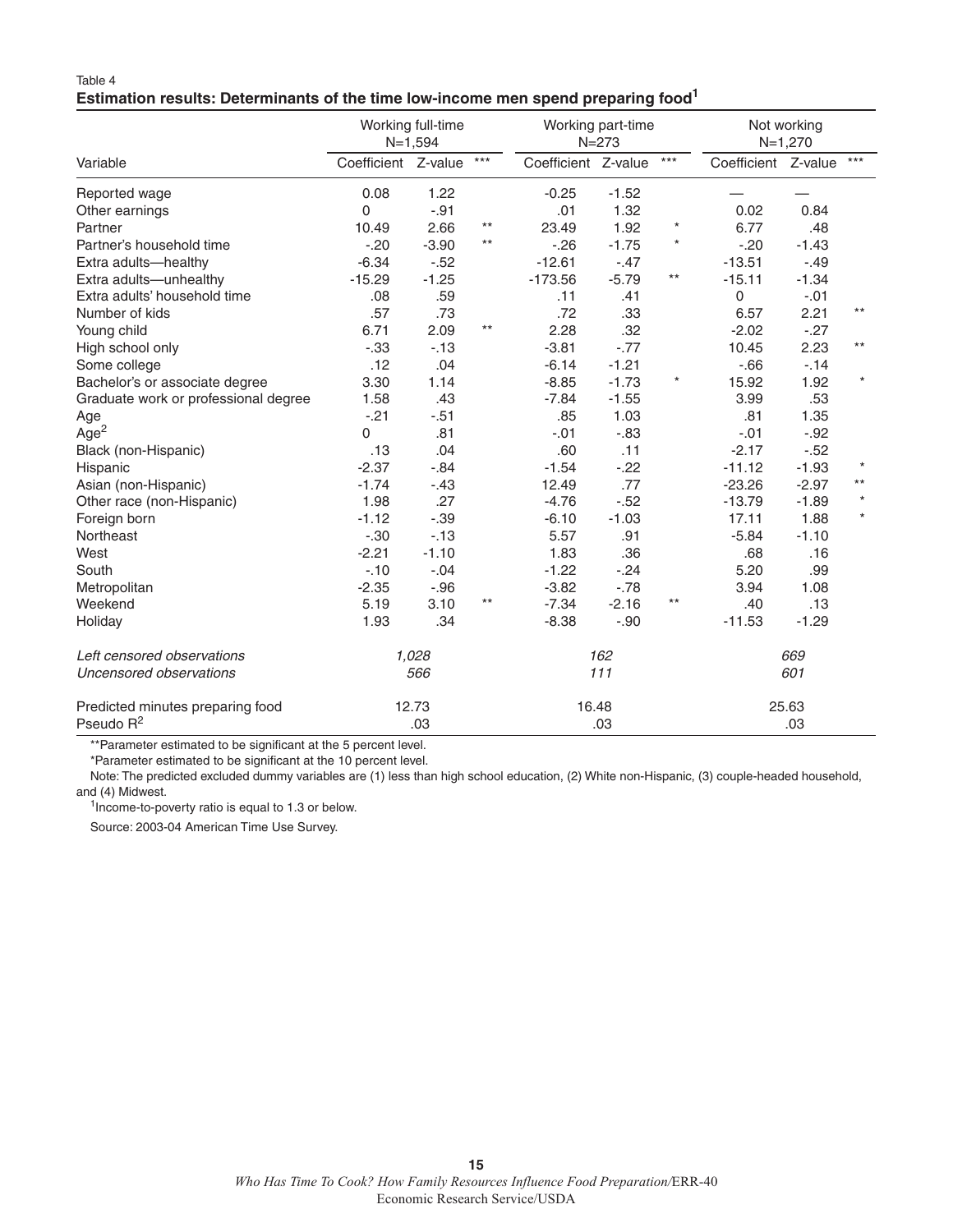Table 4

**Estimation results: Determinants of the time low-income men spend preparing food[1]**

| Variable | Working full-time N=1,594 | | | Working part-time N=273 | | | Not working N=1,270 | | |
|---|---|---|---|---|---|---|---|---|---|
| | Coefficient | Z-value | *** | Coefficient | Z-value | *** | Coefficient | Z-value | *** |
| Reported wage | 0.08 | 1.22 | | -0.25 | -1.52 | | — | — | |
| Other earnings | 0 | -.91 | | .01 | 1.32 | | 0.02 | 0.84 | |
| Partner | 10.49 | 2.66 | ** | 23.49 | 1.92 | * | 6.77 | .48 | |
| Partner's household time | -.20 | -3.90 | ** | -.26 | -1.75 | * | -.20 | -1.43 | |
| Extra adults—healthy | -6.34 | -.52 | | -12.61 | -.47 | | -13.51 | -.49 | |
| Extra adults—unhealthy | -15.29 | -1.25 | | -173.56 | -5.79 | ** | -15.11 | -1.34 | |
| Extra adults' household time | .08 | .59 | | .11 | .41 | | 0 | -.01 | |
| Number of kids | .57 | .73 | | .72 | .33 | | 6.57 | 2.21 | ** |
| Young child | 6.71 | 2.09 | ** | 2.28 | .32 | | -2.02 | -.27 | |
| High school only | -.33 | -.13 | | -3.81 | -.77 | | 10.45 | 2.23 | ** |
| Some college | .12 | .04 | | -6.14 | -1.21 | | -.66 | -.14 | |
| Bachelor's or associate degree | 3.30 | 1.14 | | -8.85 | -1.73 | * | 15.92 | 1.92 | * |
| Graduate work or professional degree | 1.58 | .43 | | -7.84 | -1.55 | | 3.99 | .53 | |
| Age | -.21 | -.51 | | .85 | 1.03 | | .81 | 1.35 | |
| $Age^2$ | 0 | .81 | | -.01 | -.83 | | -.01 | -.92 | |
| Black (non-Hispanic) | .13 | .04 | | .60 | .11 | | -2.17 | -.52 | |
| Hispanic | -2.37 | -.84 | | -1.54 | -.22 | | -11.12 | -1.93 | * |
| Asian (non-Hispanic) | -1.74 | -.43 | | 12.49 | .77 | | -23.26 | -2.97 | ** |
| Other race (non-Hispanic) | 1.98 | .27 | | -4.76 | -.52 | | -13.79 | -1.89 | * |
| Foreign born | -1.12 | -.39 | | -6.10 | -1.03 | | 17.11 | 1.88 | * |
| Northeast | -.30 | -.13 | | 5.57 | .91 | | -5.84 | -1.10 | |
| West | -2.21 | -1.10 | | 1.83 | .36 | | .68 | .16 | |
| South | -.10 | -.04 | | -1.22 | -.24 | | 5.20 | .99 | |
| Metropolitan | -2.35 | -.96 | | -3.82 | -.78 | | 3.94 | 1.08 | |
| Weekend | 5.19 | 3.10 | ** | -7.34 | -2.16 | ** | .40 | .13 | |
| Holiday | 1.93 | .34 | | -8.38 | -.90 | | -11.53 | -1.29 | |
| *Left censored observations* | *1,028* | | | *162* | | | *669* | | |
| *Uncensored observations* | *566* | | | *111* | | | *601* | | |
| Predicted minutes preparing food | 12.73 | | | 16.48 | | | 25.63 | | |
| Pseudo $R^2$ | .03 | | | .03 | | | .03 | | |

**Parameter estimated to be significant at the 5 percent level.

*Parameter estimated to be significant at the 10 percent level.

Note: The predicted excluded dummy variables are (1) less than high school education, (2) White non-Hispanic, (3) couple-headed household, and (4) Midwest.

[1]Income-to-poverty ratio is equal to 1.3 or below.

Source: 2003-04 American Time Use Survey.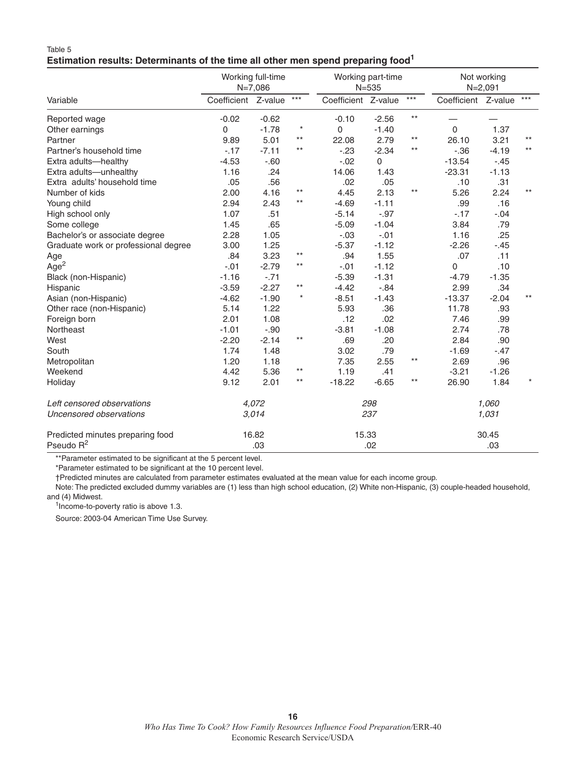Table 5
**Estimation results: Determinants of the time all other men spend preparing food[1]**

| Variable | Working full-time N=7,086 | | | Working part-time N=535 | | | Not working N=2,091 | | |
|---|---|---|---|---|---|---|---|---|---|
| | Coefficient | Z-value | *** | Coefficient | Z-value | *** | Coefficient | Z-value | *** |
| Reported wage | -0.02 | -0.62 | | -0.10 | -2.56 | ** | — | — | |
| Other earnings | 0 | -1.78 | * | 0 | -1.40 | | 0 | 1.37 | |
| Partner | 9.89 | 5.01 | ** | 22.08 | 2.79 | ** | 26.10 | 3.21 | ** |
| Partner's household time | -.17 | -7.11 | ** | -.23 | -2.34 | ** | -.36 | -4.19 | ** |
| Extra adults—healthy | -4.53 | -.60 | | -.02 | 0 | | -13.54 | -.45 | |
| Extra adults—unhealthy | 1.16 | .24 | | 14.06 | 1.43 | | -23.31 | -1.13 | |
| Extra adults' household time | .05 | .56 | | .02 | .05 | | .10 | .31 | |
| Number of kids | 2.00 | 4.16 | ** | 4.45 | 2.13 | ** | 5.26 | 2.24 | ** |
| Young child | 2.94 | 2.43 | ** | -4.69 | -1.11 | | .99 | .16 | |
| High school only | 1.07 | .51 | | -5.14 | -.97 | | -.17 | -.04 | |
| Some college | 1.45 | .65 | | -5.09 | -1.04 | | 3.84 | .79 | |
| Bachelor's or associate degree | 2.28 | 1.05 | | -.03 | -.01 | | 1.16 | .25 | |
| Graduate work or professional degree | 3.00 | 1.25 | | -5.37 | -1.12 | | -2.26 | -.45 | |
| Age | .84 | 3.23 | ** | .94 | 1.55 | | .07 | .11 | |
| Age$^2$ | -.01 | -2.79 | ** | -.01 | -1.12 | | 0 | .10 | |
| Black (non-Hispanic) | -1.16 | -.71 | | -5.39 | -1.31 | | -4.79 | -1.35 | |
| Hispanic | -3.59 | -2.27 | ** | -4.42 | -.84 | | 2.99 | .34 | |
| Asian (non-Hispanic) | -4.62 | -1.90 | * | -8.51 | -1.43 | | -13.37 | -2.04 | ** |
| Other race (non-Hispanic) | 5.14 | 1.22 | | 5.93 | .36 | | 11.78 | .93 | |
| Foreign born | 2.01 | 1.08 | | .12 | .02 | | 7.46 | .99 | |
| Northeast | -1.01 | -.90 | | -3.81 | -1.08 | | 2.74 | .78 | |
| West | -2.20 | -2.14 | ** | .69 | .20 | | 2.84 | .90 | |
| South | 1.74 | 1.48 | | 3.02 | .79 | | -1.69 | -.47 | |
| Metropolitan | 1.20 | 1.18 | | 7.35 | 2.55 | ** | 2.69 | .96 | |
| Weekend | 4.42 | 5.36 | ** | 1.19 | .41 | | -3.21 | -1.26 | |
| Holiday | 9.12 | 2.01 | ** | -18.22 | -6.65 | ** | 26.90 | 1.84 | * |
| *Left censored observations* | *4,072* | | | *298* | | | *1,060* | | |
| *Uncensored observations* | *3,014* | | | *237* | | | *1,031* | | |
| Predicted minutes preparing food | 16.82 | | | 15.33 | | | 30.45 | | |
| Pseudo $R^2$ | .03 | | | .02 | | | .03 | | |

**Parameter estimated to be significant at the 5 percent level.

*Parameter estimated to be significant at the 10 percent level.

†Predicted minutes are calculated from parameter estimates evaluated at the mean value for each income group.

Note: The predicted excluded dummy variables are (1) less than high school education, (2) White non-Hispanic, (3) couple-headed household, and (4) Midwest.

[1]Income-to-poverty ratio is above 1.3.

Source: 2003-04 American Time Use Survey.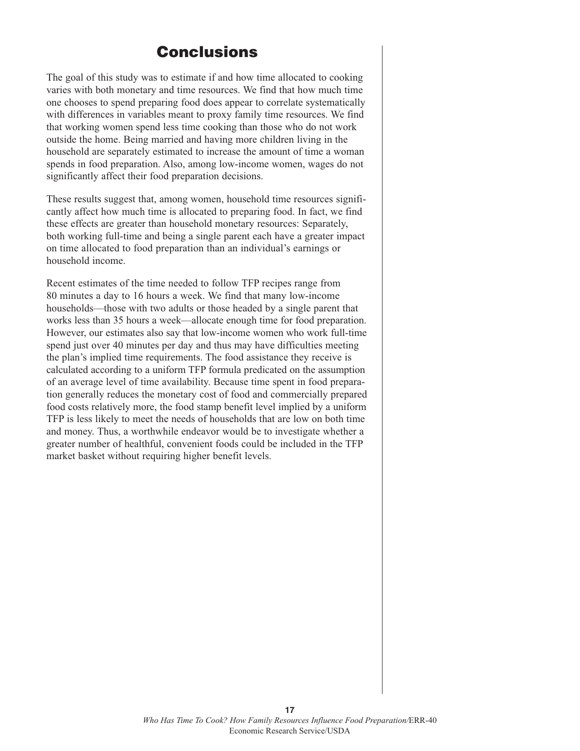# Conclusions

The goal of this study was to estimate if and how time allocated to cooking varies with both monetary and time resources. We find that how much time one chooses to spend preparing food does appear to correlate systematically with differences in variables meant to proxy family time resources. We find that working women spend less time cooking than those who do not work outside the home. Being married and having more children living in the household are separately estimated to increase the amount of time a woman spends in food preparation. Also, among low-income women, wages do not significantly affect their food preparation decisions.

These results suggest that, among women, household time resources significantly affect how much time is allocated to preparing food. In fact, we find these effects are greater than household monetary resources: Separately, both working full-time and being a single parent each have a greater impact on time allocated to food preparation than an individual's earnings or household income.

Recent estimates of the time needed to follow TFP recipes range from 80 minutes a day to 16 hours a week. We find that many low-income households—those with two adults or those headed by a single parent that works less than 35 hours a week—allocate enough time for food preparation. However, our estimates also say that low-income women who work full-time spend just over 40 minutes per day and thus may have difficulties meeting the plan's implied time requirements. The food assistance they receive is calculated according to a uniform TFP formula predicated on the assumption of an average level of time availability. Because time spent in food preparation generally reduces the monetary cost of food and commercially prepared food costs relatively more, the food stamp benefit level implied by a uniform TFP is less likely to meet the needs of households that are low on both time and money. Thus, a worthwhile endeavor would be to investigate whether a greater number of healthful, convenient foods could be included in the TFP market basket without requiring higher benefit levels.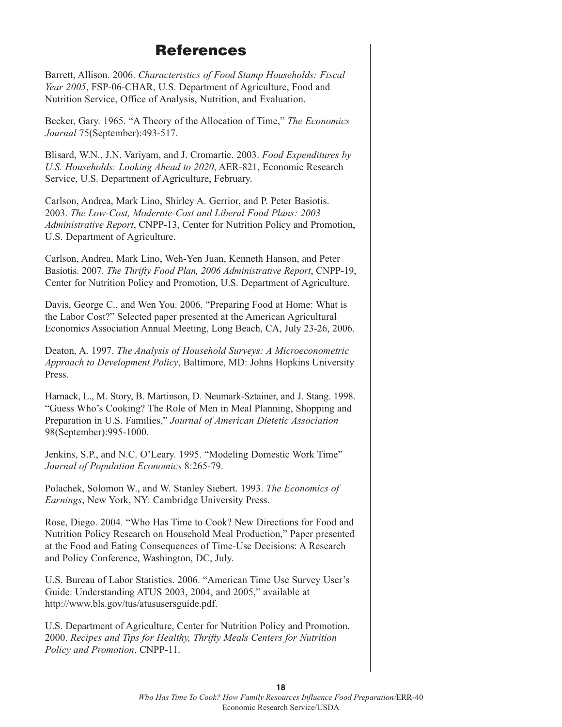# References

Barrett, Allison. 2006. *Characteristics of Food Stamp Households: Fiscal Year 2005*, FSP-06-CHAR, U.S. Department of Agriculture, Food and Nutrition Service, Office of Analysis, Nutrition, and Evaluation.

Becker, Gary. 1965. "A Theory of the Allocation of Time," *The Economics Journal* 75(September):493-517.

Blisard, W.N., J.N. Variyam, and J. Cromartie. 2003. *Food Expenditures by U.S. Households: Looking Ahead to 2020*, AER-821, Economic Research Service, U.S. Department of Agriculture, February.

Carlson, Andrea, Mark Lino, Shirley A. Gerrior, and P. Peter Basiotis. 2003. *The Low-Cost, Moderate-Cost and Liberal Food Plans: 2003 Administrative Report*, CNPP-13, Center for Nutrition Policy and Promotion, U.S. Department of Agriculture.

Carlson, Andrea, Mark Lino, Weh-Yen Juan, Kenneth Hanson, and Peter Basiotis. 2007. *The Thrifty Food Plan, 2006 Administrative Report*, CNPP-19, Center for Nutrition Policy and Promotion, U.S. Department of Agriculture.

Davis, George C., and Wen You. 2006. "Preparing Food at Home: What is the Labor Cost?" Selected paper presented at the American Agricultural Economics Association Annual Meeting, Long Beach, CA, July 23-26, 2006.

Deaton, A. 1997. *The Analysis of Household Surveys: A Microeconometric Approach to Development Policy*, Baltimore, MD: Johns Hopkins University Press.

Harnack, L., M. Story, B. Martinson, D. Neumark-Sztainer, and J. Stang. 1998. "Guess Who's Cooking? The Role of Men in Meal Planning, Shopping and Preparation in U.S. Families," *Journal of American Dietetic Association* 98(September):995-1000.

Jenkins, S.P., and N.C. O'Leary. 1995. "Modeling Domestic Work Time" *Journal of Population Economics* 8:265-79.

Polachek, Solomon W., and W. Stanley Siebert. 1993. *The Economics of Earnings*, New York, NY: Cambridge University Press.

Rose, Diego. 2004. "Who Has Time to Cook? New Directions for Food and Nutrition Policy Research on Household Meal Production," Paper presented at the Food and Eating Consequences of Time-Use Decisions: A Research and Policy Conference, Washington, DC, July.

U.S. Bureau of Labor Statistics. 2006. "American Time Use Survey User's Guide: Understanding ATUS 2003, 2004, and 2005," available at http://www.bls.gov/tus/atususersguide.pdf.

U.S. Department of Agriculture, Center for Nutrition Policy and Promotion. 2000. *Recipes and Tips for Healthy, Thrifty Meals Centers for Nutrition Policy and Promotion*, CNPP-11.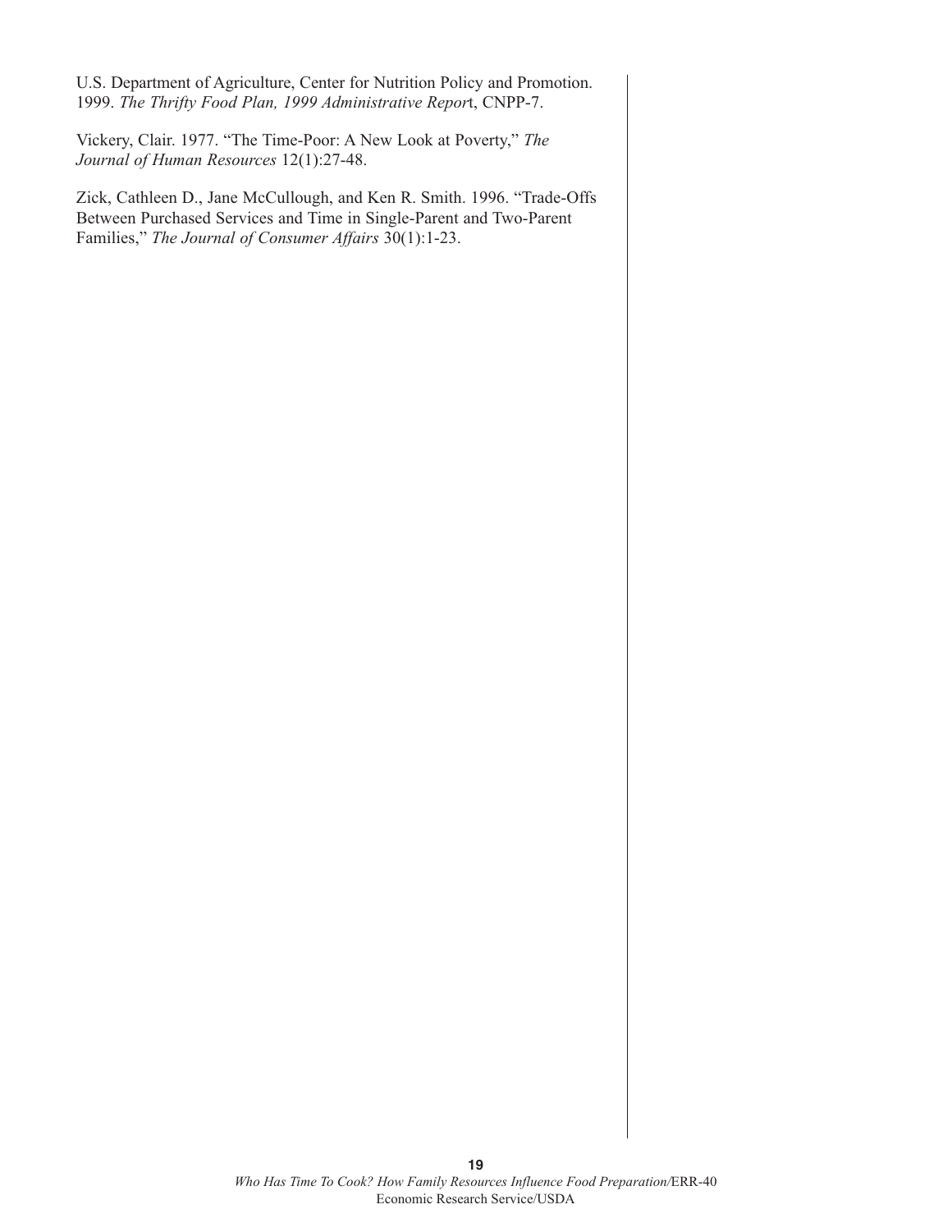U.S. Department of Agriculture, Center for Nutrition Policy and Promotion. 1999. *The Thrifty Food Plan, 1999 Administrative Report*, CNPP-7.

Vickery, Clair. 1977. "The Time-Poor: A New Look at Poverty," *The Journal of Human Resources* 12(1):27-48.

Zick, Cathleen D., Jane McCullough, and Ken R. Smith. 1996. "Trade-Offs Between Purchased Services and Time in Single-Parent and Two-Parent Families," *The Journal of Consumer Affairs* 30(1):1-23.